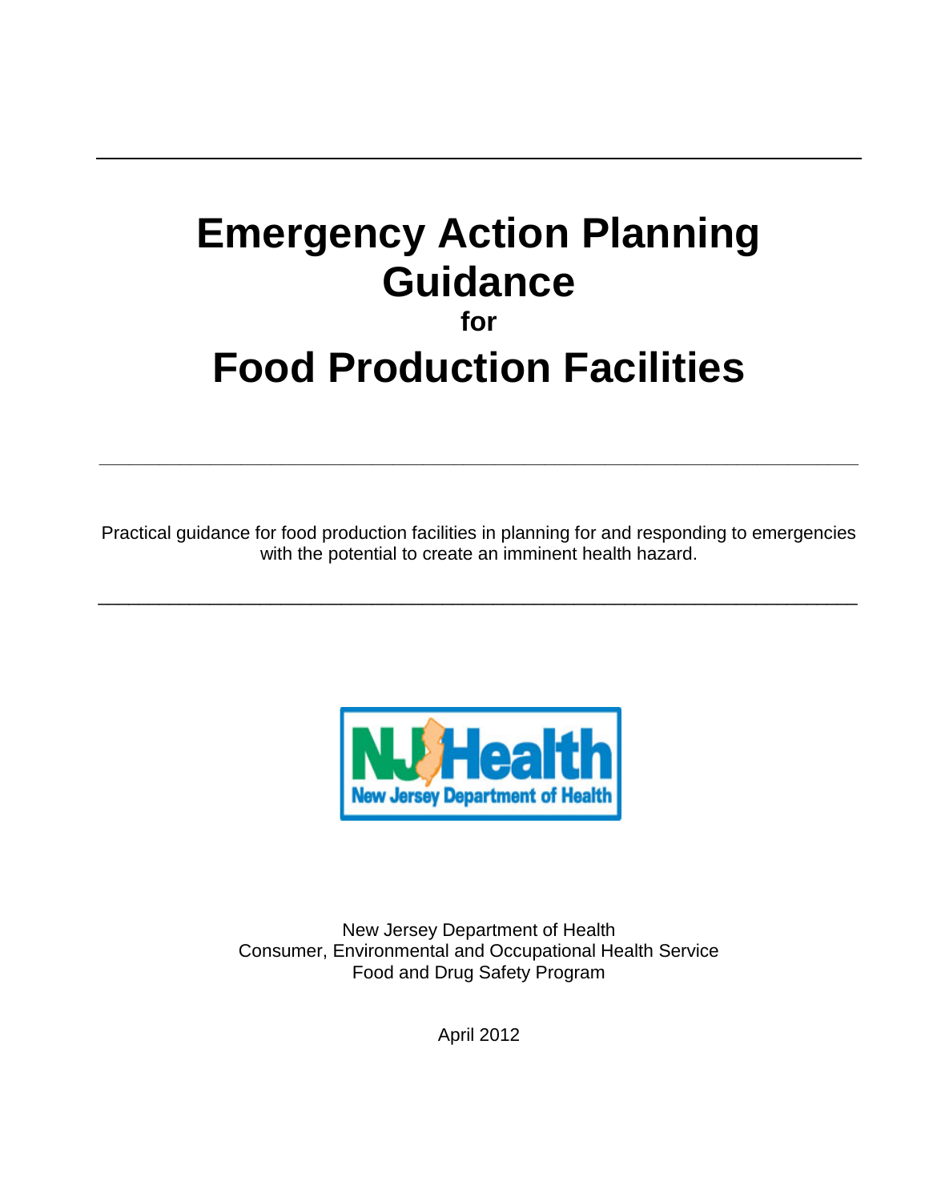# Emergency Action Planning Guidance
## for
# Food Production Facilities

---

Practical guidance for food production facilities in planning for and responding to emergencies with the potential to create an imminent health hazard.

---

NJ Health
New Jersey Department of Health

New Jersey Department of Health
Consumer, Environmental and Occupational Health Service
Food and Drug Safety Program

April 2012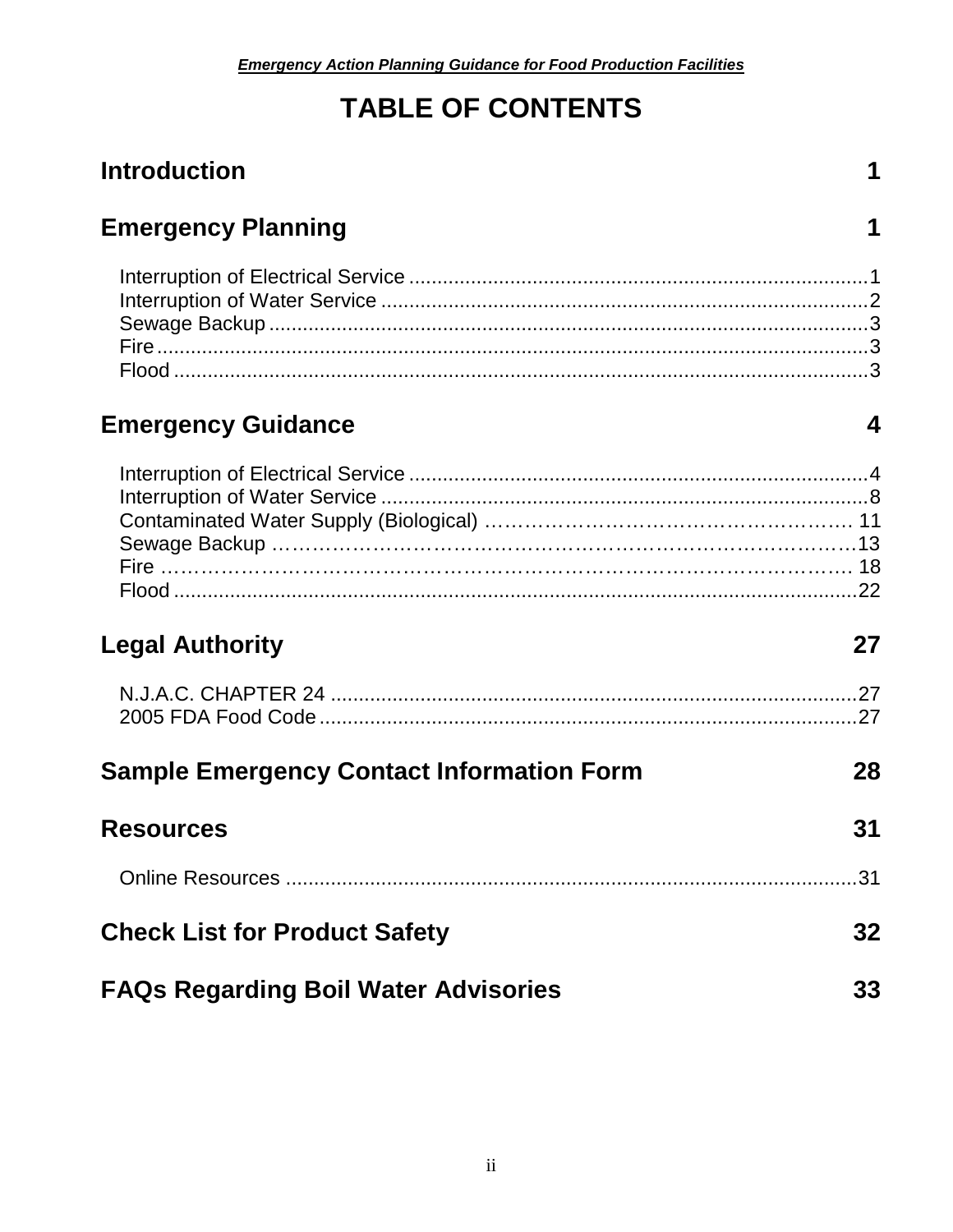# TABLE OF CONTENTS

## Introduction 1

## Emergency Planning 1

Interruption of Electrical Service ..................................................................................1
Interruption of Water Service .......................................................................................2
Sewage Backup ...........................................................................................................3
Fire ...............................................................................................................................3
Flood .............................................................................................................................3

## Emergency Guidance 4

Interruption of Electrical Service ..................................................................................4
Interruption of Water Service .......................................................................................8
Contaminated Water Supply (Biological) ……………………………………………… 11
Sewage Backup ………………………………………………………………………….13
Fire …………………………………………………………………………………… 18
Flood ...........................................................................................................................22

## Legal Authority 27

N.J.A.C. CHAPTER 24 ...............................................................................................27
2005 FDA Food Code .................................................................................................27

## Sample Emergency Contact Information Form 28

## Resources 31

Online Resources ........................................................................................................31

## Check List for Product Safety 32

## FAQs Regarding Boil Water Advisories 33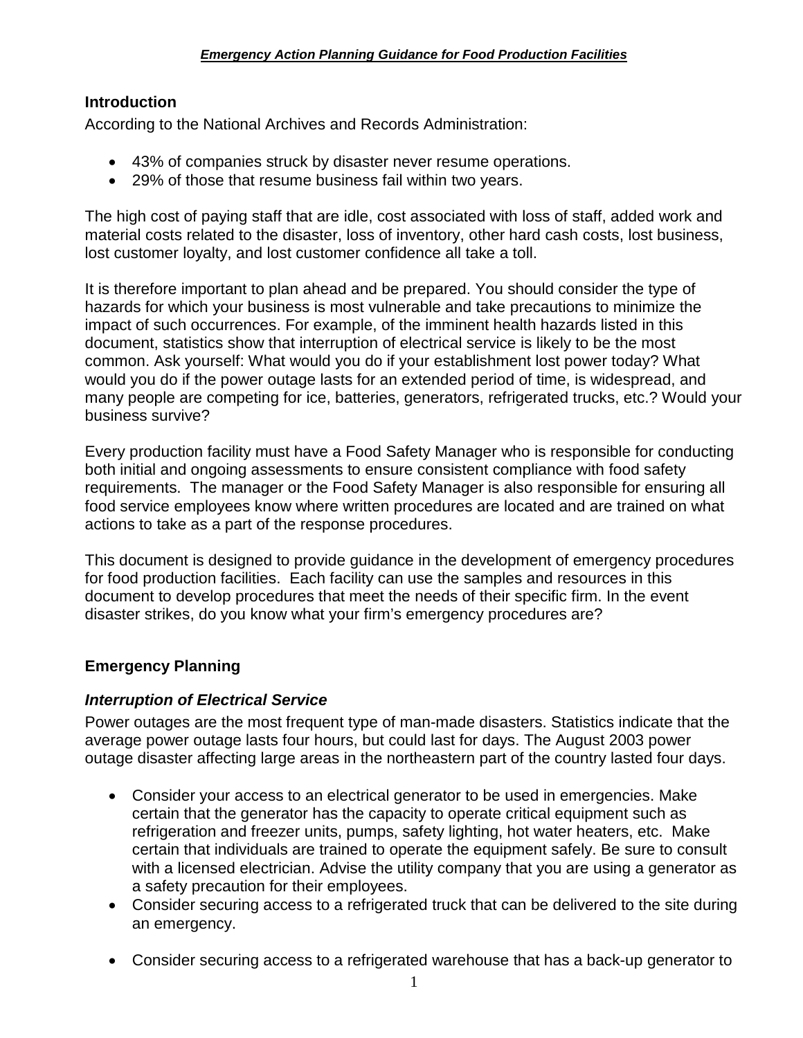## Introduction

According to the National Archives and Records Administration:

- 43% of companies struck by disaster never resume operations.
- 29% of those that resume business fail within two years.

The high cost of paying staff that are idle, cost associated with loss of staff, added work and material costs related to the disaster, loss of inventory, other hard cash costs, lost business, lost customer loyalty, and lost customer confidence all take a toll.

It is therefore important to plan ahead and be prepared. You should consider the type of hazards for which your business is most vulnerable and take precautions to minimize the impact of such occurrences. For example, of the imminent health hazards listed in this document, statistics show that interruption of electrical service is likely to be the most common. Ask yourself: What would you do if your establishment lost power today? What would you do if the power outage lasts for an extended period of time, is widespread, and many people are competing for ice, batteries, generators, refrigerated trucks, etc.? Would your business survive?

Every production facility must have a Food Safety Manager who is responsible for conducting both initial and ongoing assessments to ensure consistent compliance with food safety requirements. The manager or the Food Safety Manager is also responsible for ensuring all food service employees know where written procedures are located and are trained on what actions to take as a part of the response procedures.

This document is designed to provide guidance in the development of emergency procedures for food production facilities. Each facility can use the samples and resources in this document to develop procedures that meet the needs of their specific firm. In the event disaster strikes, do you know what your firm's emergency procedures are?

## Emergency Planning

### *Interruption of Electrical Service*

Power outages are the most frequent type of man-made disasters. Statistics indicate that the average power outage lasts four hours, but could last for days. The August 2003 power outage disaster affecting large areas in the northeastern part of the country lasted four days.

- Consider your access to an electrical generator to be used in emergencies. Make certain that the generator has the capacity to operate critical equipment such as refrigeration and freezer units, pumps, safety lighting, hot water heaters, etc. Make certain that individuals are trained to operate the equipment safely. Be sure to consult with a licensed electrician. Advise the utility company that you are using a generator as a safety precaution for their employees.
- Consider securing access to a refrigerated truck that can be delivered to the site during an emergency.
- Consider securing access to a refrigerated warehouse that has a back-up generator to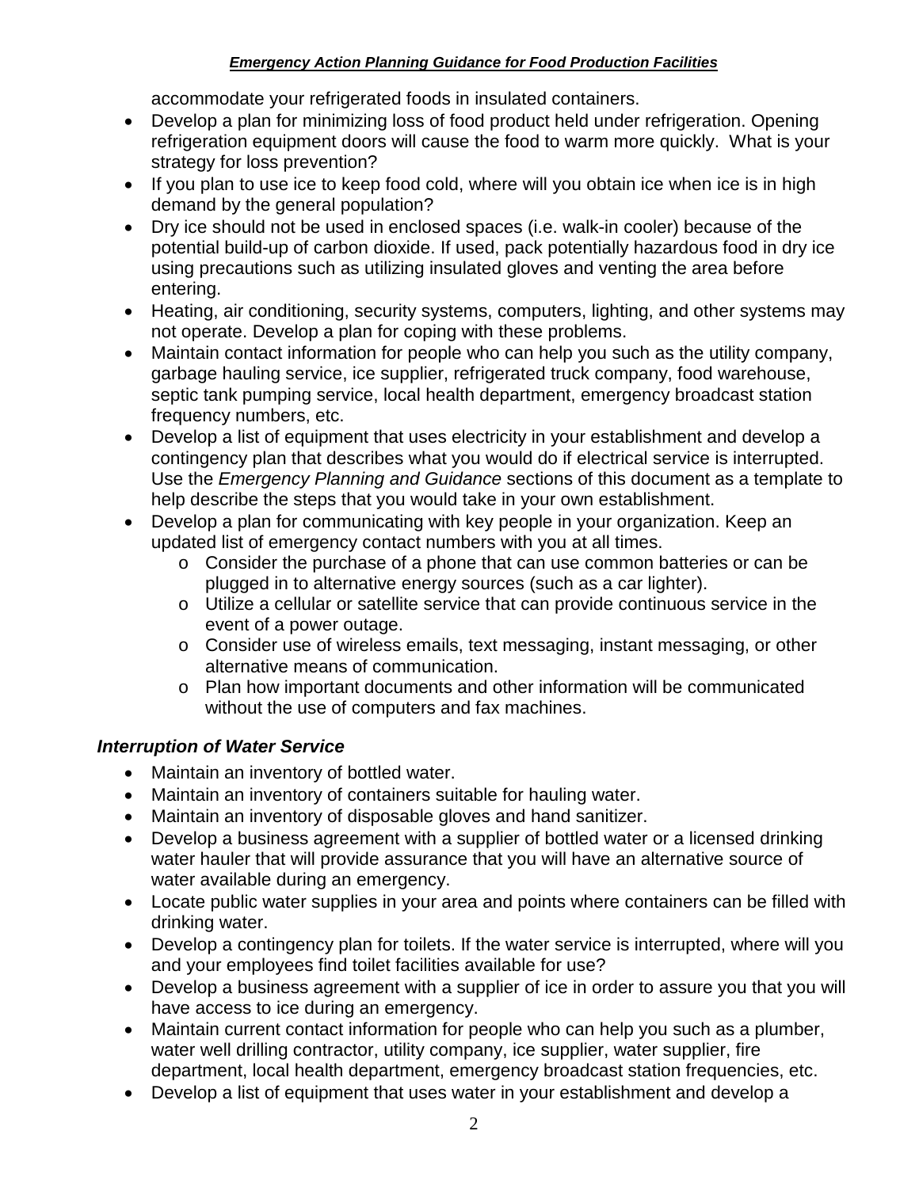accommodate your refrigerated foods in insulated containers.

- Develop a plan for minimizing loss of food product held under refrigeration. Opening refrigeration equipment doors will cause the food to warm more quickly. What is your strategy for loss prevention?
- If you plan to use ice to keep food cold, where will you obtain ice when ice is in high demand by the general population?
- Dry ice should not be used in enclosed spaces (i.e. walk-in cooler) because of the potential build-up of carbon dioxide. If used, pack potentially hazardous food in dry ice using precautions such as utilizing insulated gloves and venting the area before entering.
- Heating, air conditioning, security systems, computers, lighting, and other systems may not operate. Develop a plan for coping with these problems.
- Maintain contact information for people who can help you such as the utility company, garbage hauling service, ice supplier, refrigerated truck company, food warehouse, septic tank pumping service, local health department, emergency broadcast station frequency numbers, etc.
- Develop a list of equipment that uses electricity in your establishment and develop a contingency plan that describes what you would do if electrical service is interrupted. Use the *Emergency Planning and Guidance* sections of this document as a template to help describe the steps that you would take in your own establishment.
- Develop a plan for communicating with key people in your organization. Keep an updated list of emergency contact numbers with you at all times.
  - Consider the purchase of a phone that can use common batteries or can be plugged in to alternative energy sources (such as a car lighter).
  - Utilize a cellular or satellite service that can provide continuous service in the event of a power outage.
  - Consider use of wireless emails, text messaging, instant messaging, or other alternative means of communication.
  - Plan how important documents and other information will be communicated without the use of computers and fax machines.

### *Interruption of Water Service*

- Maintain an inventory of bottled water.
- Maintain an inventory of containers suitable for hauling water.
- Maintain an inventory of disposable gloves and hand sanitizer.
- Develop a business agreement with a supplier of bottled water or a licensed drinking water hauler that will provide assurance that you will have an alternative source of water available during an emergency.
- Locate public water supplies in your area and points where containers can be filled with drinking water.
- Develop a contingency plan for toilets. If the water service is interrupted, where will you and your employees find toilet facilities available for use?
- Develop a business agreement with a supplier of ice in order to assure you that you will have access to ice during an emergency.
- Maintain current contact information for people who can help you such as a plumber, water well drilling contractor, utility company, ice supplier, water supplier, fire department, local health department, emergency broadcast station frequencies, etc.
- Develop a list of equipment that uses water in your establishment and develop a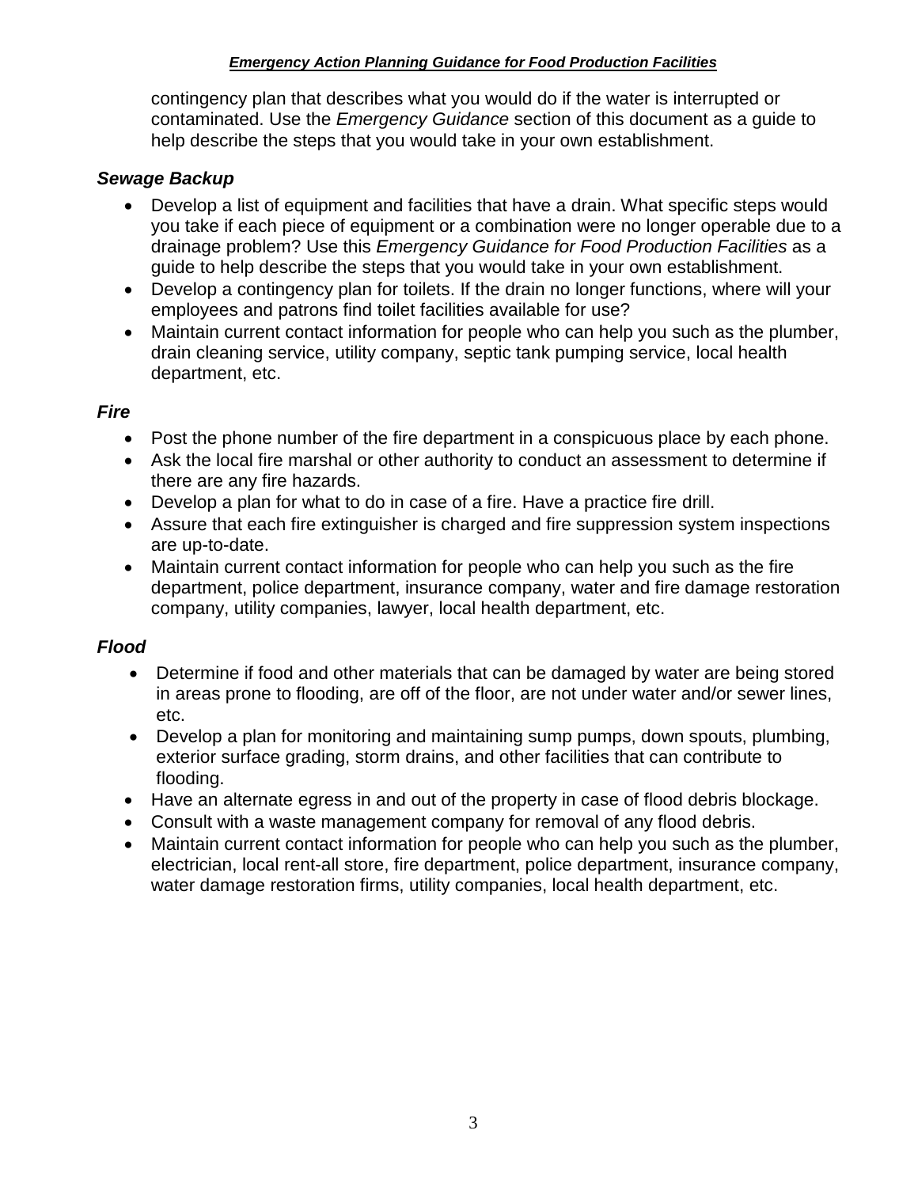contingency plan that describes what you would do if the water is interrupted or contaminated. Use the *Emergency Guidance* section of this document as a guide to help describe the steps that you would take in your own establishment.

### *Sewage Backup*

- Develop a list of equipment and facilities that have a drain. What specific steps would you take if each piece of equipment or a combination were no longer operable due to a drainage problem? Use this *Emergency Guidance for Food Production Facilities* as a guide to help describe the steps that you would take in your own establishment.
- Develop a contingency plan for toilets. If the drain no longer functions, where will your employees and patrons find toilet facilities available for use?
- Maintain current contact information for people who can help you such as the plumber, drain cleaning service, utility company, septic tank pumping service, local health department, etc.

### *Fire*

- Post the phone number of the fire department in a conspicuous place by each phone.
- Ask the local fire marshal or other authority to conduct an assessment to determine if there are any fire hazards.
- Develop a plan for what to do in case of a fire. Have a practice fire drill.
- Assure that each fire extinguisher is charged and fire suppression system inspections are up-to-date.
- Maintain current contact information for people who can help you such as the fire department, police department, insurance company, water and fire damage restoration company, utility companies, lawyer, local health department, etc.

### *Flood*

- Determine if food and other materials that can be damaged by water are being stored in areas prone to flooding, are off of the floor, are not under water and/or sewer lines, etc.
- Develop a plan for monitoring and maintaining sump pumps, down spouts, plumbing, exterior surface grading, storm drains, and other facilities that can contribute to flooding.
- Have an alternate egress in and out of the property in case of flood debris blockage.
- Consult with a waste management company for removal of any flood debris.
- Maintain current contact information for people who can help you such as the plumber, electrician, local rent-all store, fire department, police department, insurance company, water damage restoration firms, utility companies, local health department, etc.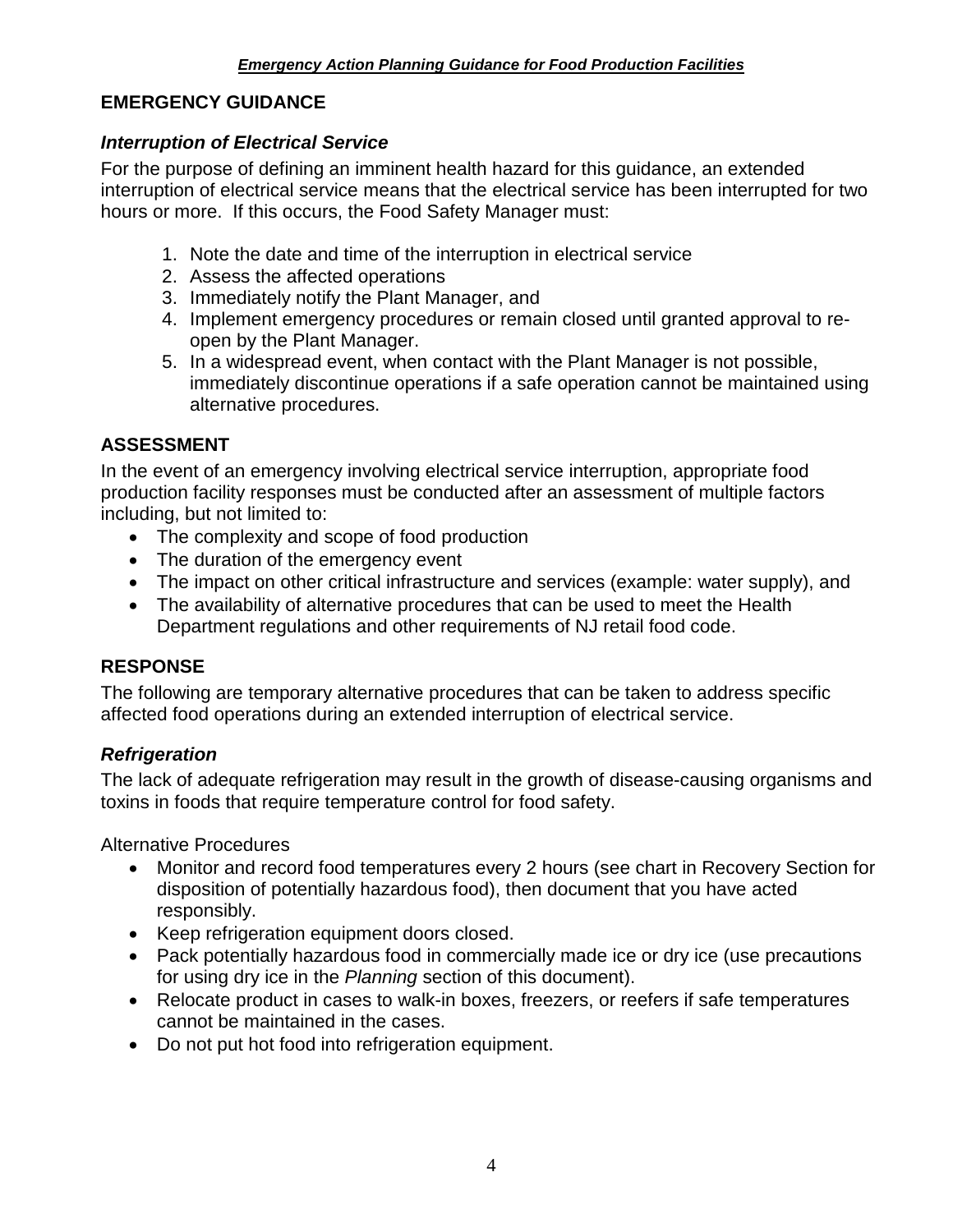## EMERGENCY GUIDANCE

### *Interruption of Electrical Service*

For the purpose of defining an imminent health hazard for this guidance, an extended interruption of electrical service means that the electrical service has been interrupted for two hours or more. If this occurs, the Food Safety Manager must:

1. Note the date and time of the interruption in electrical service
2. Assess the affected operations
3. Immediately notify the Plant Manager, and
4. Implement emergency procedures or remain closed until granted approval to re-open by the Plant Manager.
5. In a widespread event, when contact with the Plant Manager is not possible, immediately discontinue operations if a safe operation cannot be maintained using alternative procedures.

## ASSESSMENT

In the event of an emergency involving electrical service interruption, appropriate food production facility responses must be conducted after an assessment of multiple factors including, but not limited to:

- The complexity and scope of food production
- The duration of the emergency event
- The impact on other critical infrastructure and services (example: water supply), and
- The availability of alternative procedures that can be used to meet the Health Department regulations and other requirements of NJ retail food code.

## RESPONSE

The following are temporary alternative procedures that can be taken to address specific affected food operations during an extended interruption of electrical service.

### *Refrigeration*

The lack of adequate refrigeration may result in the growth of disease-causing organisms and toxins in foods that require temperature control for food safety.

Alternative Procedures

- Monitor and record food temperatures every 2 hours (see chart in Recovery Section for disposition of potentially hazardous food), then document that you have acted responsibly.
- Keep refrigeration equipment doors closed.
- Pack potentially hazardous food in commercially made ice or dry ice (use precautions for using dry ice in the *Planning* section of this document).
- Relocate product in cases to walk-in boxes, freezers, or reefers if safe temperatures cannot be maintained in the cases.
- Do not put hot food into refrigeration equipment.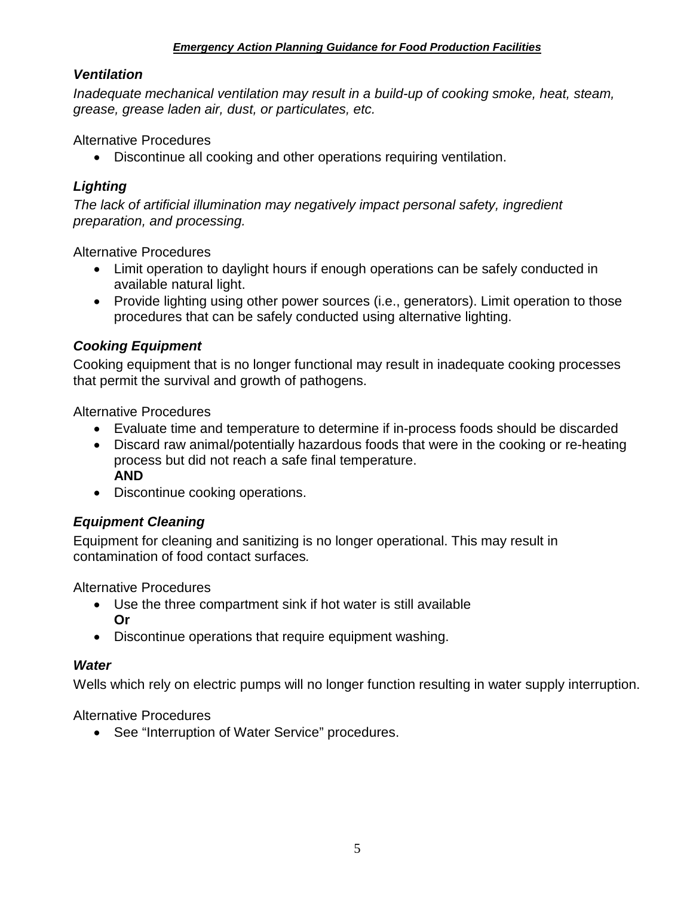### *Ventilation*

*Inadequate mechanical ventilation may result in a build-up of cooking smoke, heat, steam, grease, grease laden air, dust, or particulates, etc.*

Alternative Procedures

- Discontinue all cooking and other operations requiring ventilation.

### *Lighting*

*The lack of artificial illumination may negatively impact personal safety, ingredient preparation, and processing.*

Alternative Procedures

- Limit operation to daylight hours if enough operations can be safely conducted in available natural light.
- Provide lighting using other power sources (i.e., generators). Limit operation to those procedures that can be safely conducted using alternative lighting.

### *Cooking Equipment*

Cooking equipment that is no longer functional may result in inadequate cooking processes that permit the survival and growth of pathogens.

Alternative Procedures

- Evaluate time and temperature to determine if in-process foods should be discarded
- Discard raw animal/potentially hazardous foods that were in the cooking or re-heating process but did not reach a safe final temperature.
  **AND**
- Discontinue cooking operations.

### *Equipment Cleaning*

Equipment for cleaning and sanitizing is no longer operational. This may result in contamination of food contact surfaces.

Alternative Procedures

- Use the three compartment sink if hot water is still available
  **Or**
- Discontinue operations that require equipment washing.

### *Water*

Wells which rely on electric pumps will no longer function resulting in water supply interruption.

Alternative Procedures

- See "Interruption of Water Service" procedures.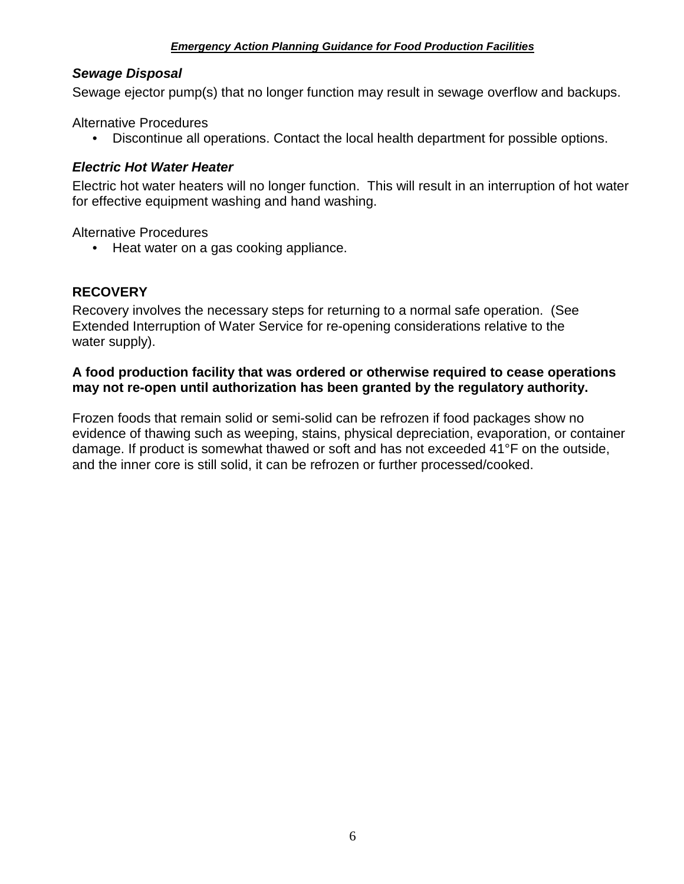### *Sewage Disposal*

Sewage ejector pump(s) that no longer function may result in sewage overflow and backups.

Alternative Procedures

- Discontinue all operations. Contact the local health department for possible options.

### *Electric Hot Water Heater*

Electric hot water heaters will no longer function. This will result in an interruption of hot water for effective equipment washing and hand washing.

Alternative Procedures

- Heat water on a gas cooking appliance.

## RECOVERY

Recovery involves the necessary steps for returning to a normal safe operation. (See Extended Interruption of Water Service for re-opening considerations relative to the water supply).

**A food production facility that was ordered or otherwise required to cease operations may not re-open until authorization has been granted by the regulatory authority.**

Frozen foods that remain solid or semi-solid can be refrozen if food packages show no evidence of thawing such as weeping, stains, physical depreciation, evaporation, or container damage. If product is somewhat thawed or soft and has not exceeded 41°F on the outside, and the inner core is still solid, it can be refrozen or further processed/cooked.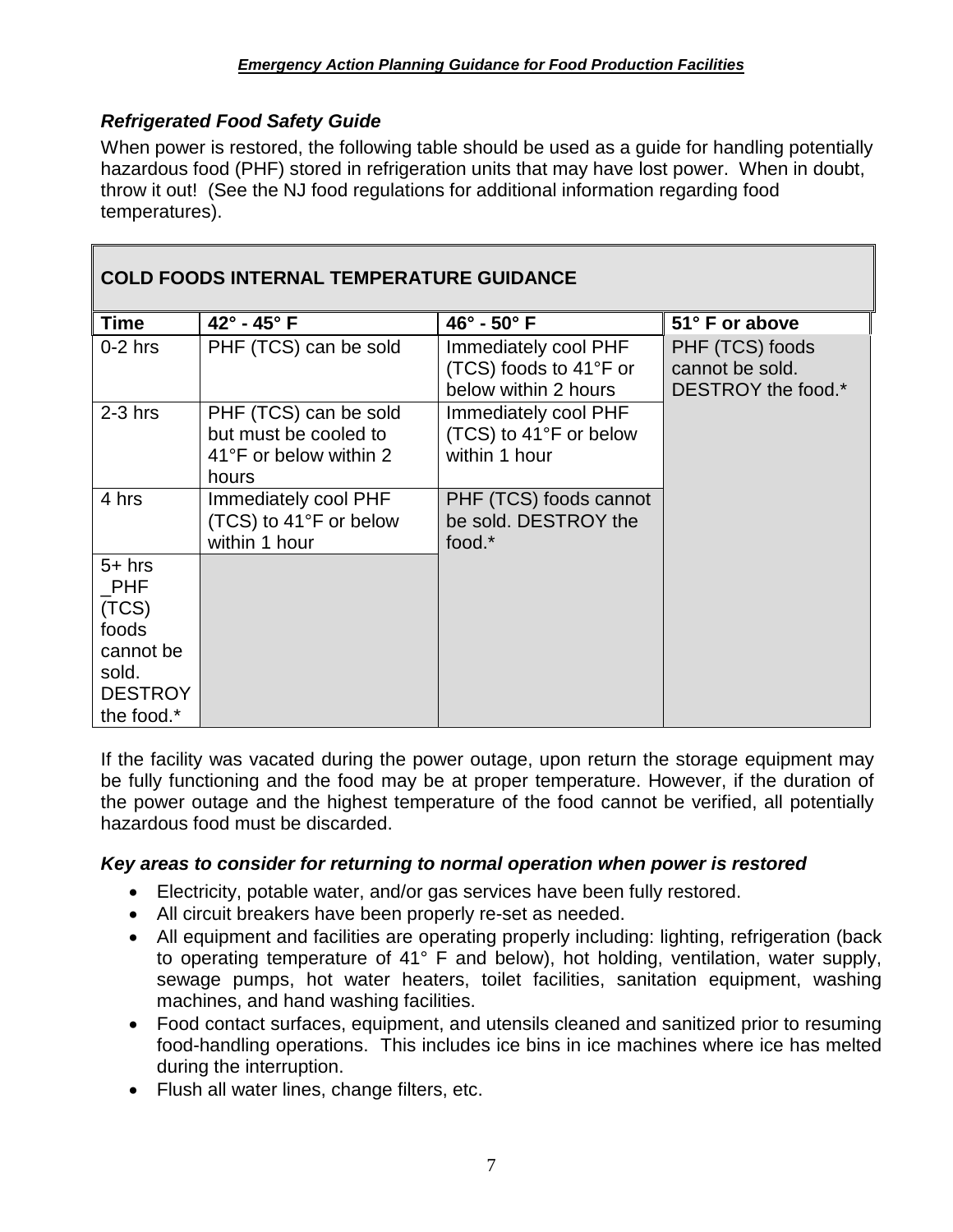### *Refrigerated Food Safety Guide*

When power is restored, the following table should be used as a guide for handling potentially hazardous food (PHF) stored in refrigeration units that may have lost power. When in doubt, throw it out! (See the NJ food regulations for additional information regarding food temperatures).

**COLD FOODS INTERNAL TEMPERATURE GUIDANCE**

| Time | 42° - 45° F | 46° - 50° F | 51° F or above |
|---|---|---|---|
| 0-2 hrs | PHF (TCS) can be sold | Immediately cool PHF (TCS) foods to 41°F or below within 2 hours | PHF (TCS) foods cannot be sold. DESTROY the food.* |
| 2-3 hrs | PHF (TCS) can be sold but must be cooled to 41°F or below within 2 hours | Immediately cool PHF (TCS) to 41°F or below within 1 hour | |
| 4 hrs | Immediately cool PHF (TCS) to 41°F or below within 1 hour | PHF (TCS) foods cannot be sold. DESTROY the food.* | |
| 5+ hrs _PHF (TCS) foods cannot be sold. DESTROY the food.* | | | |

If the facility was vacated during the power outage, upon return the storage equipment may be fully functioning and the food may be at proper temperature. However, if the duration of the power outage and the highest temperature of the food cannot be verified, all potentially hazardous food must be discarded.

### *Key areas to consider for returning to normal operation when power is restored*

- Electricity, potable water, and/or gas services have been fully restored.
- All circuit breakers have been properly re-set as needed.
- All equipment and facilities are operating properly including: lighting, refrigeration (back to operating temperature of 41° F and below), hot holding, ventilation, water supply, sewage pumps, hot water heaters, toilet facilities, sanitation equipment, washing machines, and hand washing facilities.
- Food contact surfaces, equipment, and utensils cleaned and sanitized prior to resuming food-handling operations. This includes ice bins in ice machines where ice has melted during the interruption.
- Flush all water lines, change filters, etc.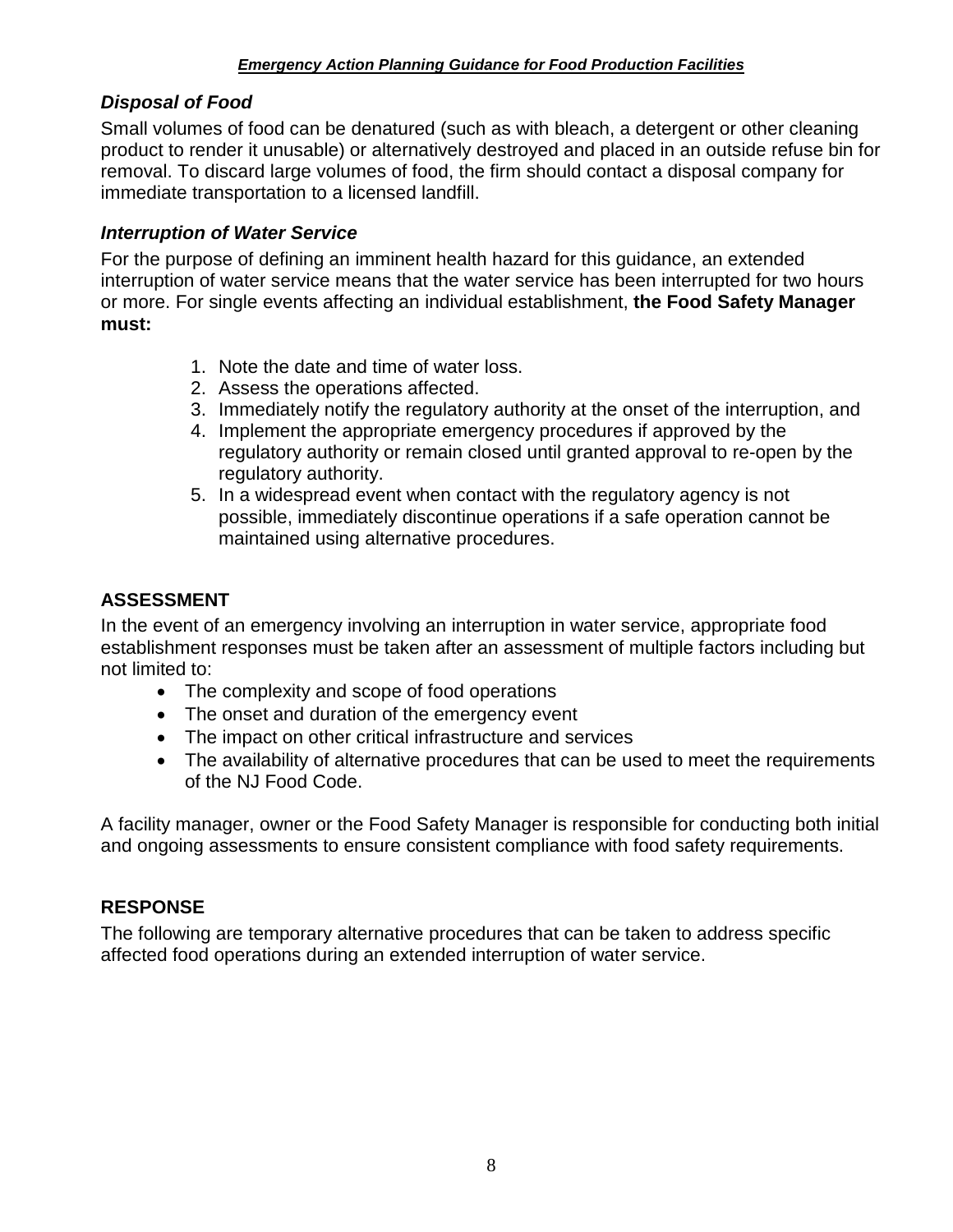### *Disposal of Food*

Small volumes of food can be denatured (such as with bleach, a detergent or other cleaning product to render it unusable) or alternatively destroyed and placed in an outside refuse bin for removal. To discard large volumes of food, the firm should contact a disposal company for immediate transportation to a licensed landfill.

### *Interruption of Water Service*

For the purpose of defining an imminent health hazard for this guidance, an extended interruption of water service means that the water service has been interrupted for two hours or more. For single events affecting an individual establishment, **the Food Safety Manager must:**

1. Note the date and time of water loss.
2. Assess the operations affected.
3. Immediately notify the regulatory authority at the onset of the interruption, and
4. Implement the appropriate emergency procedures if approved by the regulatory authority or remain closed until granted approval to re-open by the regulatory authority.
5. In a widespread event when contact with the regulatory agency is not possible, immediately discontinue operations if a safe operation cannot be maintained using alternative procedures.

## ASSESSMENT

In the event of an emergency involving an interruption in water service, appropriate food establishment responses must be taken after an assessment of multiple factors including but not limited to:

- The complexity and scope of food operations
- The onset and duration of the emergency event
- The impact on other critical infrastructure and services
- The availability of alternative procedures that can be used to meet the requirements of the NJ Food Code.

A facility manager, owner or the Food Safety Manager is responsible for conducting both initial and ongoing assessments to ensure consistent compliance with food safety requirements.

## RESPONSE

The following are temporary alternative procedures that can be taken to address specific affected food operations during an extended interruption of water service.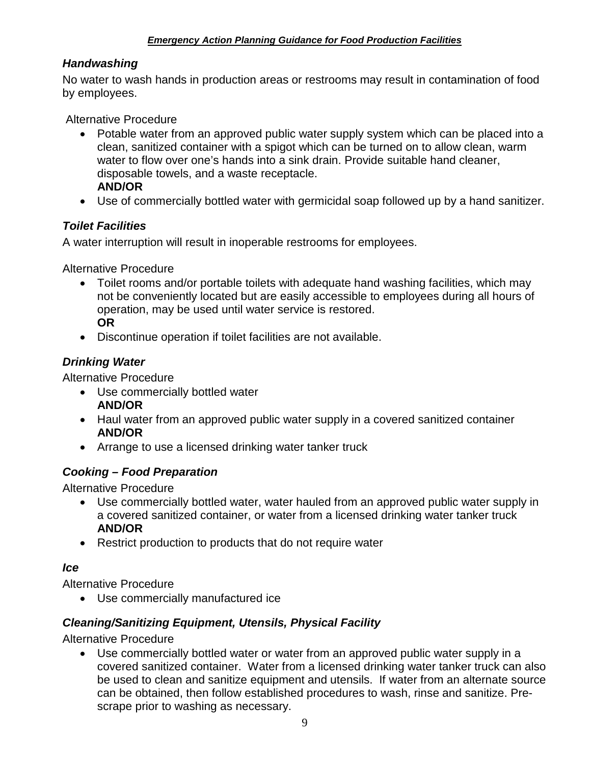### *Handwashing*

No water to wash hands in production areas or restrooms may result in contamination of food by employees.

Alternative Procedure

- Potable water from an approved public water supply system which can be placed into a clean, sanitized container with a spigot which can be turned on to allow clean, warm water to flow over one's hands into a sink drain. Provide suitable hand cleaner, disposable towels, and a waste receptacle.
  **AND/OR**
- Use of commercially bottled water with germicidal soap followed up by a hand sanitizer.

### *Toilet Facilities*

A water interruption will result in inoperable restrooms for employees.

Alternative Procedure

- Toilet rooms and/or portable toilets with adequate hand washing facilities, which may not be conveniently located but are easily accessible to employees during all hours of operation, may be used until water service is restored.
  **OR**
- Discontinue operation if toilet facilities are not available.

### *Drinking Water*

Alternative Procedure

- Use commercially bottled water
  **AND/OR**
- Haul water from an approved public water supply in a covered sanitized container
  **AND/OR**
- Arrange to use a licensed drinking water tanker truck

### *Cooking – Food Preparation*

Alternative Procedure

- Use commercially bottled water, water hauled from an approved public water supply in a covered sanitized container, or water from a licensed drinking water tanker truck
  **AND/OR**
- Restrict production to products that do not require water

### *Ice*

Alternative Procedure

- Use commercially manufactured ice

### *Cleaning/Sanitizing Equipment, Utensils, Physical Facility*

Alternative Procedure

- Use commercially bottled water or water from an approved public water supply in a covered sanitized container. Water from a licensed drinking water tanker truck can also be used to clean and sanitize equipment and utensils. If water from an alternate source can be obtained, then follow established procedures to wash, rinse and sanitize. Pre-scrape prior to washing as necessary.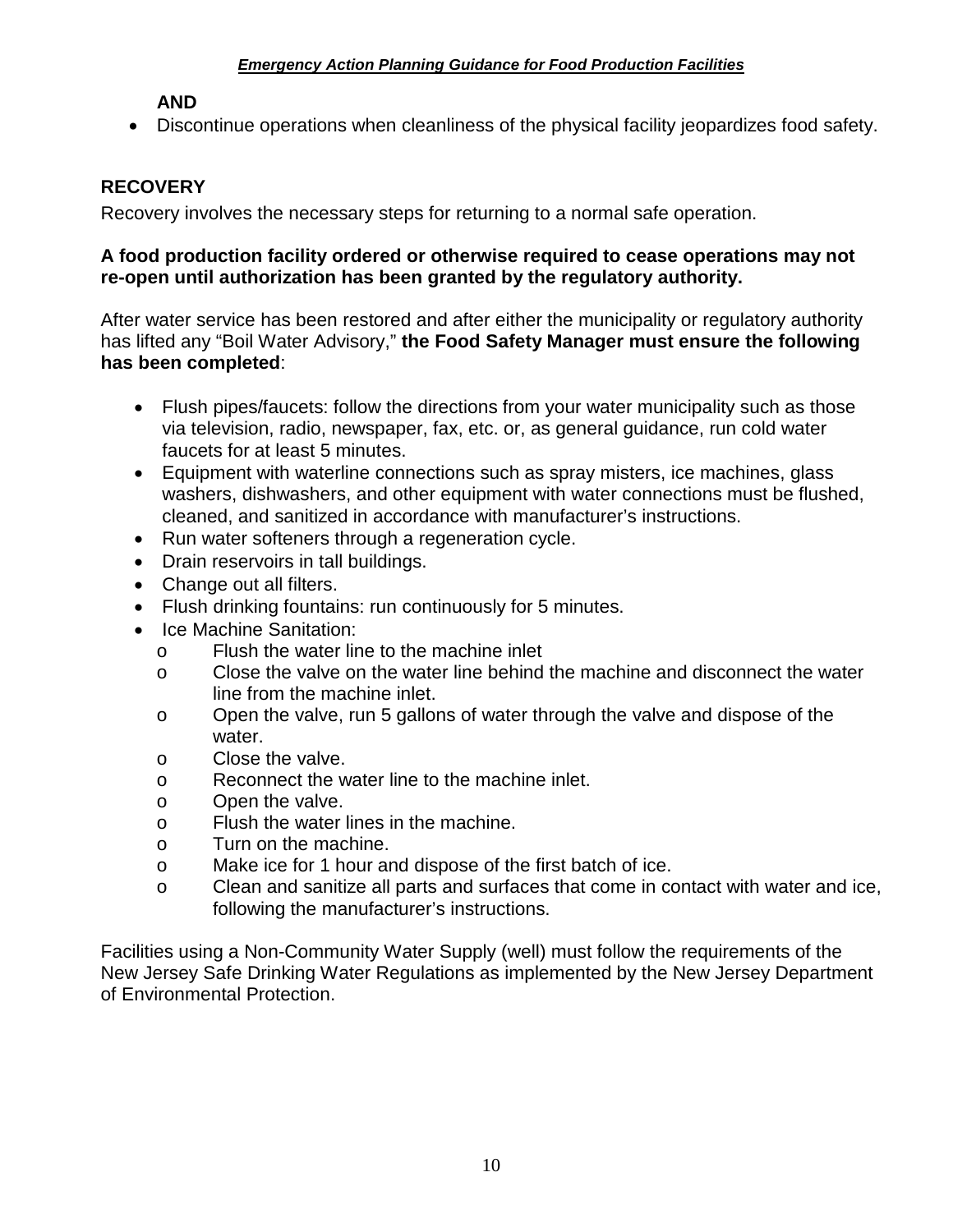**AND**

- Discontinue operations when cleanliness of the physical facility jeopardizes food safety.

## RECOVERY

Recovery involves the necessary steps for returning to a normal safe operation.

**A food production facility ordered or otherwise required to cease operations may not re-open until authorization has been granted by the regulatory authority.**

After water service has been restored and after either the municipality or regulatory authority has lifted any "Boil Water Advisory," **the Food Safety Manager must ensure the following has been completed**:

- Flush pipes/faucets: follow the directions from your water municipality such as those via television, radio, newspaper, fax, etc. or, as general guidance, run cold water faucets for at least 5 minutes.
- Equipment with waterline connections such as spray misters, ice machines, glass washers, dishwashers, and other equipment with water connections must be flushed, cleaned, and sanitized in accordance with manufacturer's instructions.
- Run water softeners through a regeneration cycle.
- Drain reservoirs in tall buildings.
- Change out all filters.
- Flush drinking fountains: run continuously for 5 minutes.
- Ice Machine Sanitation:
  - Flush the water line to the machine inlet
  - Close the valve on the water line behind the machine and disconnect the water line from the machine inlet.
  - Open the valve, run 5 gallons of water through the valve and dispose of the water.
  - Close the valve.
  - Reconnect the water line to the machine inlet.
  - Open the valve.
  - Flush the water lines in the machine.
  - Turn on the machine.
  - Make ice for 1 hour and dispose of the first batch of ice.
  - Clean and sanitize all parts and surfaces that come in contact with water and ice, following the manufacturer's instructions.

Facilities using a Non-Community Water Supply (well) must follow the requirements of the New Jersey Safe Drinking Water Regulations as implemented by the New Jersey Department of Environmental Protection.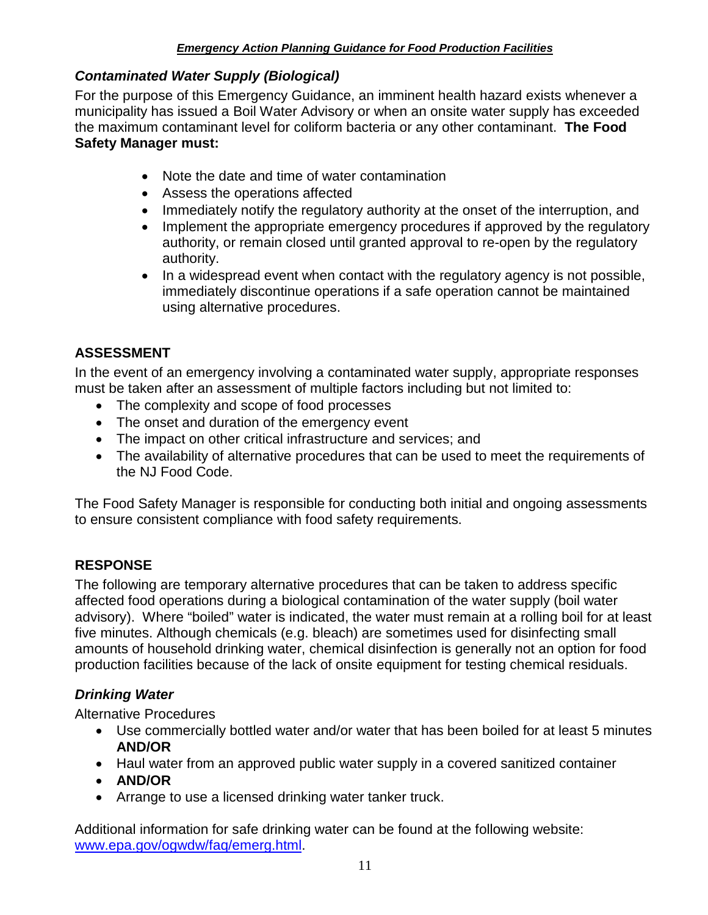### *Contaminated Water Supply (Biological)*

For the purpose of this Emergency Guidance, an imminent health hazard exists whenever a municipality has issued a Boil Water Advisory or when an onsite water supply has exceeded the maximum contaminant level for coliform bacteria or any other contaminant. **The Food Safety Manager must:**

- Note the date and time of water contamination
- Assess the operations affected
- Immediately notify the regulatory authority at the onset of the interruption, and
- Implement the appropriate emergency procedures if approved by the regulatory authority, or remain closed until granted approval to re-open by the regulatory authority.
- In a widespread event when contact with the regulatory agency is not possible, immediately discontinue operations if a safe operation cannot be maintained using alternative procedures.

## ASSESSMENT

In the event of an emergency involving a contaminated water supply, appropriate responses must be taken after an assessment of multiple factors including but not limited to:

- The complexity and scope of food processes
- The onset and duration of the emergency event
- The impact on other critical infrastructure and services; and
- The availability of alternative procedures that can be used to meet the requirements of the NJ Food Code.

The Food Safety Manager is responsible for conducting both initial and ongoing assessments to ensure consistent compliance with food safety requirements.

## RESPONSE

The following are temporary alternative procedures that can be taken to address specific affected food operations during a biological contamination of the water supply (boil water advisory). Where "boiled" water is indicated, the water must remain at a rolling boil for at least five minutes. Although chemicals (e.g. bleach) are sometimes used for disinfecting small amounts of household drinking water, chemical disinfection is generally not an option for food production facilities because of the lack of onsite equipment for testing chemical residuals.

### *Drinking Water*

Alternative Procedures

- Use commercially bottled water and/or water that has been boiled for at least 5 minutes **AND/OR**
- Haul water from an approved public water supply in a covered sanitized container
- **AND/OR**
- Arrange to use a licensed drinking water tanker truck.

Additional information for safe drinking water can be found at the following website: www.epa.gov/ogwdw/faq/emerg.html.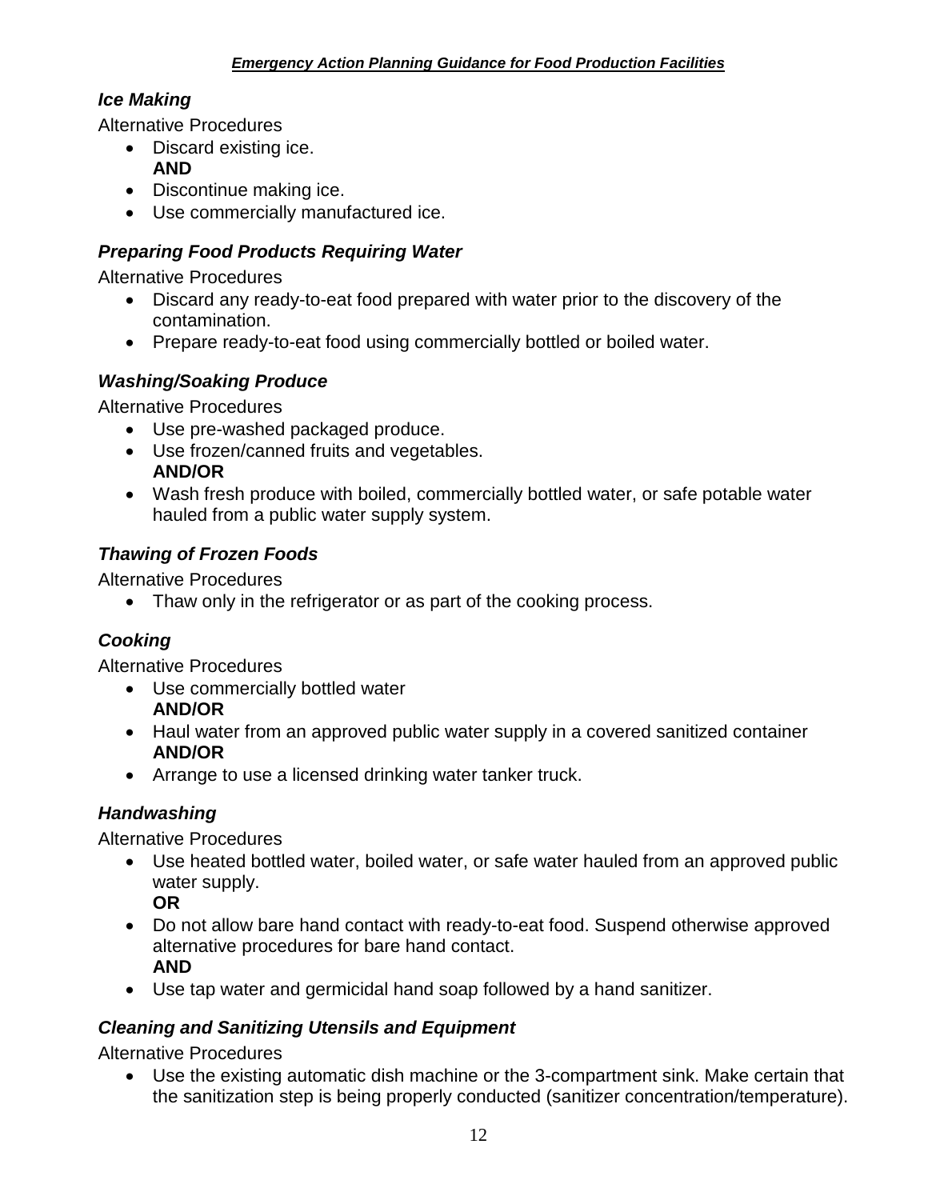### *Ice Making*

Alternative Procedures

- Discard existing ice.
  **AND**
- Discontinue making ice.
- Use commercially manufactured ice.

### *Preparing Food Products Requiring Water*

Alternative Procedures

- Discard any ready-to-eat food prepared with water prior to the discovery of the contamination.
- Prepare ready-to-eat food using commercially bottled or boiled water.

### *Washing/Soaking Produce*

Alternative Procedures

- Use pre-washed packaged produce.
- Use frozen/canned fruits and vegetables.
  **AND/OR**
- Wash fresh produce with boiled, commercially bottled water, or safe potable water hauled from a public water supply system.

### *Thawing of Frozen Foods*

Alternative Procedures

- Thaw only in the refrigerator or as part of the cooking process.

### *Cooking*

Alternative Procedures

- Use commercially bottled water
  **AND/OR**
- Haul water from an approved public water supply in a covered sanitized container
  **AND/OR**
- Arrange to use a licensed drinking water tanker truck.

### *Handwashing*

Alternative Procedures

- Use heated bottled water, boiled water, or safe water hauled from an approved public water supply.
  **OR**
- Do not allow bare hand contact with ready-to-eat food. Suspend otherwise approved alternative procedures for bare hand contact.
  **AND**
- Use tap water and germicidal hand soap followed by a hand sanitizer.

### *Cleaning and Sanitizing Utensils and Equipment*

Alternative Procedures

- Use the existing automatic dish machine or the 3-compartment sink. Make certain that the sanitization step is being properly conducted (sanitizer concentration/temperature).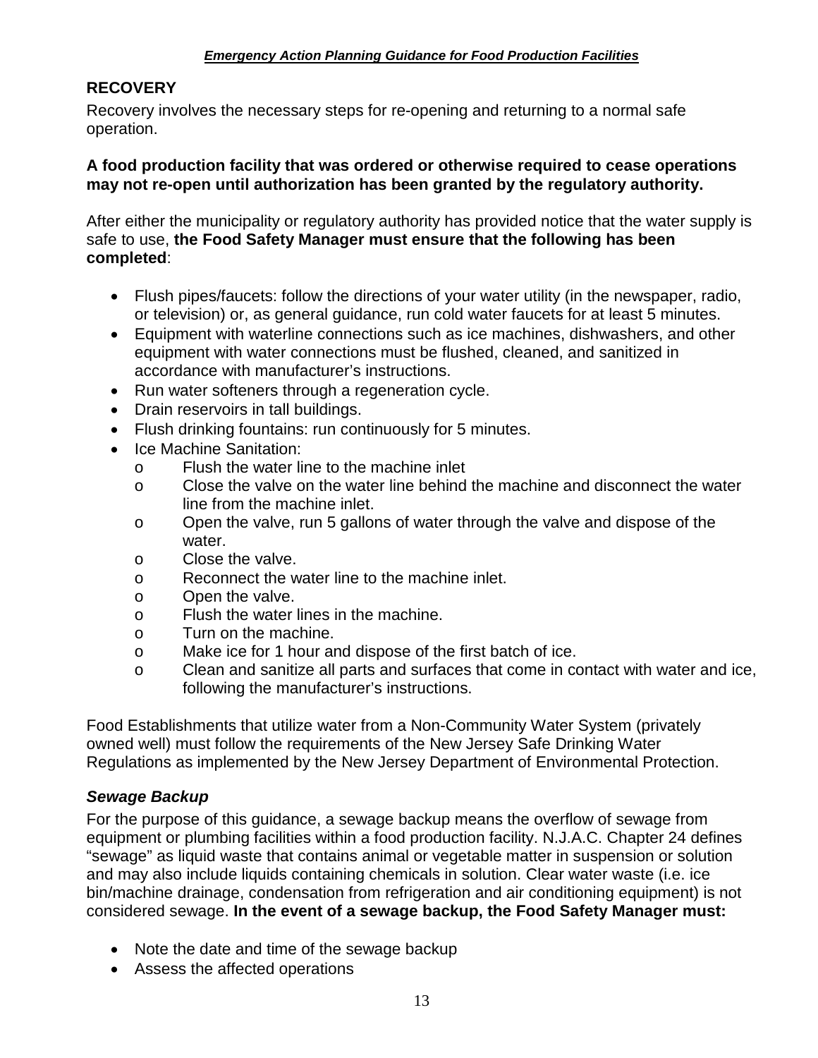## RECOVERY

Recovery involves the necessary steps for re-opening and returning to a normal safe operation.

**A food production facility that was ordered or otherwise required to cease operations may not re-open until authorization has been granted by the regulatory authority.**

After either the municipality or regulatory authority has provided notice that the water supply is safe to use, **the Food Safety Manager must ensure that the following has been completed**:

- Flush pipes/faucets: follow the directions of your water utility (in the newspaper, radio, or television) or, as general guidance, run cold water faucets for at least 5 minutes.
- Equipment with waterline connections such as ice machines, dishwashers, and other equipment with water connections must be flushed, cleaned, and sanitized in accordance with manufacturer's instructions.
- Run water softeners through a regeneration cycle.
- Drain reservoirs in tall buildings.
- Flush drinking fountains: run continuously for 5 minutes.
- Ice Machine Sanitation:
  - Flush the water line to the machine inlet
  - Close the valve on the water line behind the machine and disconnect the water line from the machine inlet.
  - Open the valve, run 5 gallons of water through the valve and dispose of the water.
  - Close the valve.
  - Reconnect the water line to the machine inlet.
  - Open the valve.
  - Flush the water lines in the machine.
  - Turn on the machine.
  - Make ice for 1 hour and dispose of the first batch of ice.
  - Clean and sanitize all parts and surfaces that come in contact with water and ice, following the manufacturer's instructions.

Food Establishments that utilize water from a Non-Community Water System (privately owned well) must follow the requirements of the New Jersey Safe Drinking Water Regulations as implemented by the New Jersey Department of Environmental Protection.

### *Sewage Backup*

For the purpose of this guidance, a sewage backup means the overflow of sewage from equipment or plumbing facilities within a food production facility. N.J.A.C. Chapter 24 defines "sewage" as liquid waste that contains animal or vegetable matter in suspension or solution and may also include liquids containing chemicals in solution. Clear water waste (i.e. ice bin/machine drainage, condensation from refrigeration and air conditioning equipment) is not considered sewage. **In the event of a sewage backup, the Food Safety Manager must:**

- Note the date and time of the sewage backup
- Assess the affected operations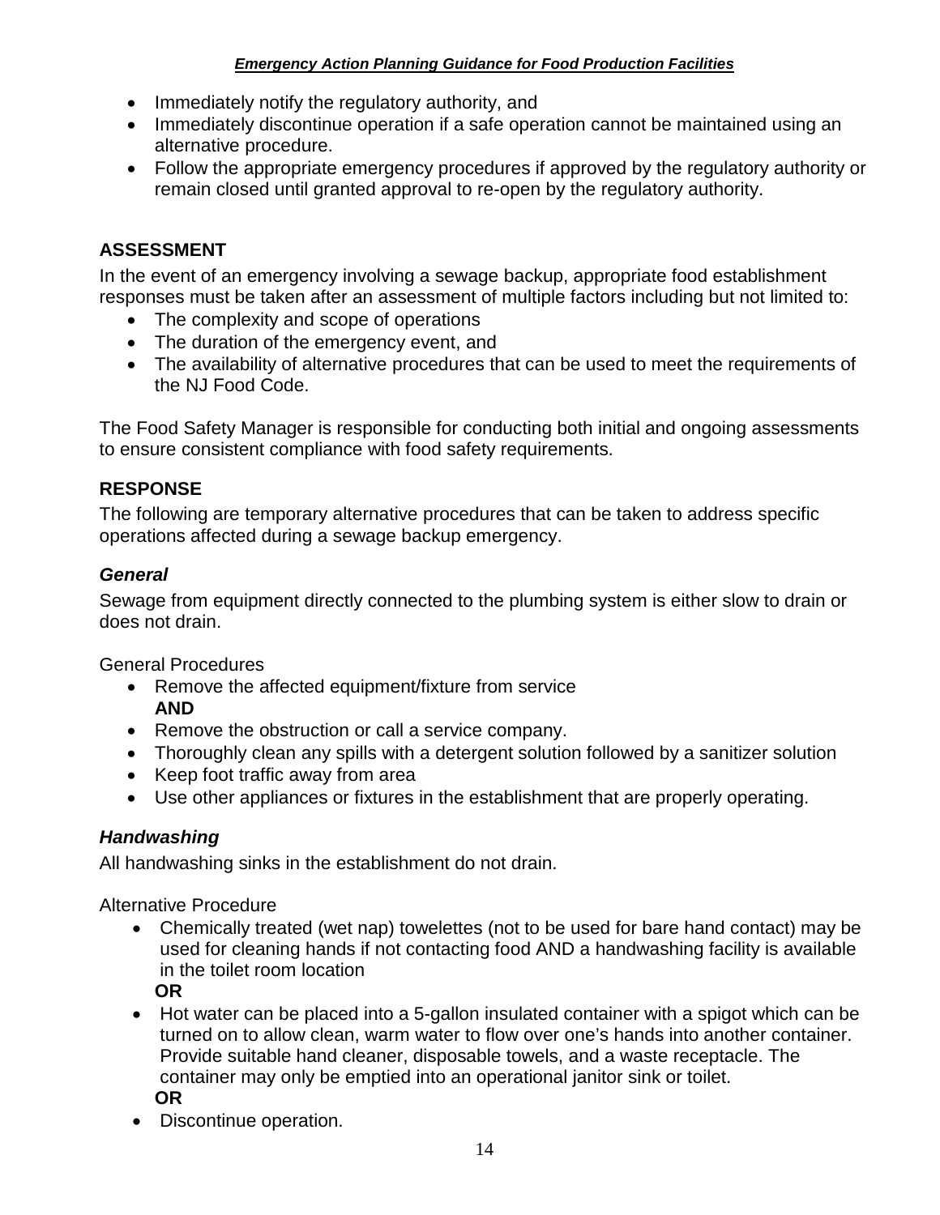- Immediately notify the regulatory authority, and
- Immediately discontinue operation if a safe operation cannot be maintained using an alternative procedure.
- Follow the appropriate emergency procedures if approved by the regulatory authority or remain closed until granted approval to re-open by the regulatory authority.

## ASSESSMENT

In the event of an emergency involving a sewage backup, appropriate food establishment responses must be taken after an assessment of multiple factors including but not limited to:

- The complexity and scope of operations
- The duration of the emergency event, and
- The availability of alternative procedures that can be used to meet the requirements of the NJ Food Code.

The Food Safety Manager is responsible for conducting both initial and ongoing assessments to ensure consistent compliance with food safety requirements.

## RESPONSE

The following are temporary alternative procedures that can be taken to address specific operations affected during a sewage backup emergency.

### *General*

Sewage from equipment directly connected to the plumbing system is either slow to drain or does not drain.

General Procedures

- Remove the affected equipment/fixture from service
  **AND**
- Remove the obstruction or call a service company.
- Thoroughly clean any spills with a detergent solution followed by a sanitizer solution
- Keep foot traffic away from area
- Use other appliances or fixtures in the establishment that are properly operating.

### *Handwashing*

All handwashing sinks in the establishment do not drain.

Alternative Procedure

- Chemically treated (wet nap) towelettes (not to be used for bare hand contact) may be used for cleaning hands if not contacting food AND a handwashing facility is available in the toilet room location
  **OR**
- Hot water can be placed into a 5-gallon insulated container with a spigot which can be turned on to allow clean, warm water to flow over one's hands into another container. Provide suitable hand cleaner, disposable towels, and a waste receptacle. The container may only be emptied into an operational janitor sink or toilet.
  **OR**
- Discontinue operation.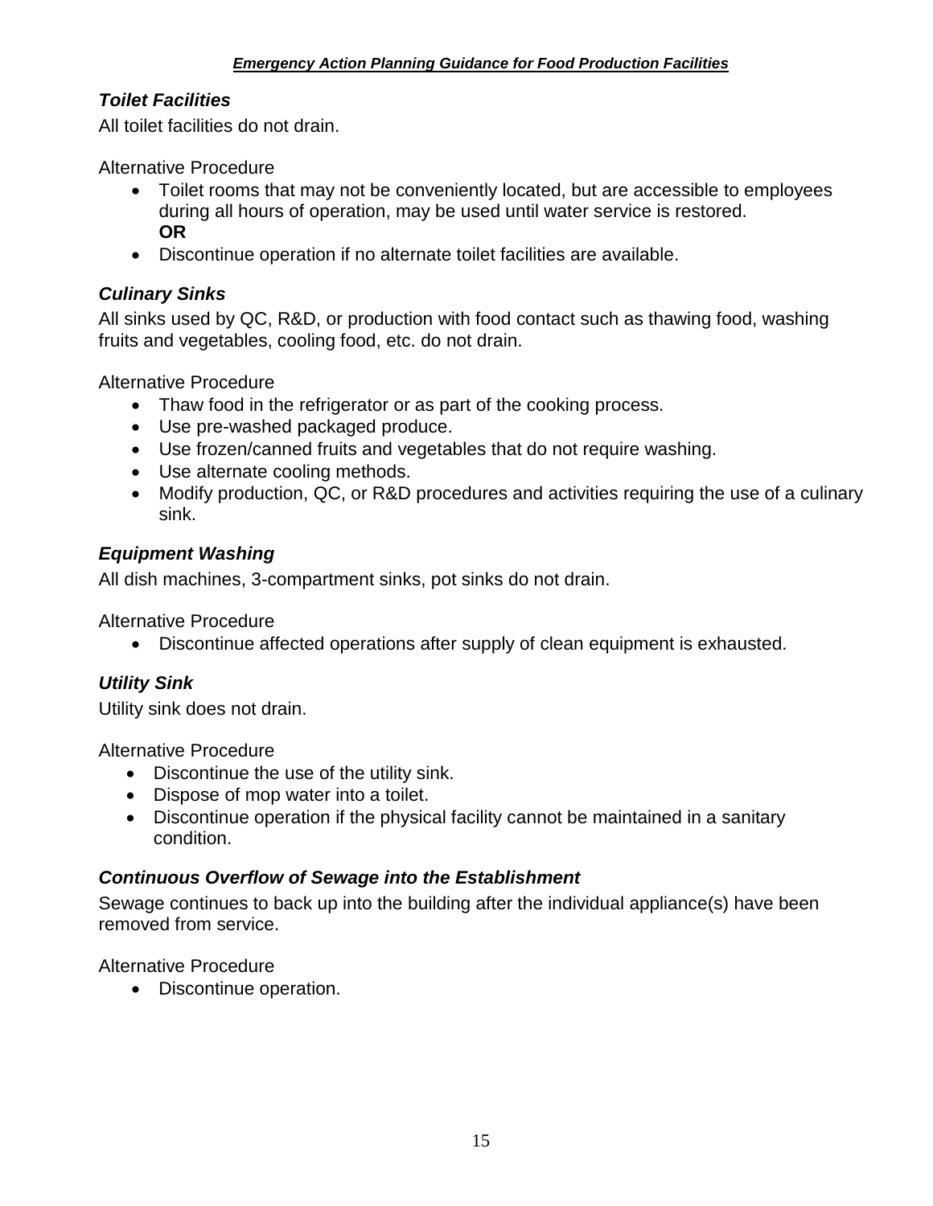### *Toilet Facilities*

All toilet facilities do not drain.

Alternative Procedure

- Toilet rooms that may not be conveniently located, but are accessible to employees during all hours of operation, may be used until water service is restored.
  **OR**
- Discontinue operation if no alternate toilet facilities are available.

### *Culinary Sinks*

All sinks used by QC, R&D, or production with food contact such as thawing food, washing fruits and vegetables, cooling food, etc. do not drain.

Alternative Procedure

- Thaw food in the refrigerator or as part of the cooking process.
- Use pre-washed packaged produce.
- Use frozen/canned fruits and vegetables that do not require washing.
- Use alternate cooling methods.
- Modify production, QC, or R&D procedures and activities requiring the use of a culinary sink.

### *Equipment Washing*

All dish machines, 3-compartment sinks, pot sinks do not drain.

Alternative Procedure

- Discontinue affected operations after supply of clean equipment is exhausted.

### *Utility Sink*

Utility sink does not drain.

Alternative Procedure

- Discontinue the use of the utility sink.
- Dispose of mop water into a toilet.
- Discontinue operation if the physical facility cannot be maintained in a sanitary condition.

### *Continuous Overflow of Sewage into the Establishment*

Sewage continues to back up into the building after the individual appliance(s) have been removed from service.

Alternative Procedure

- Discontinue operation.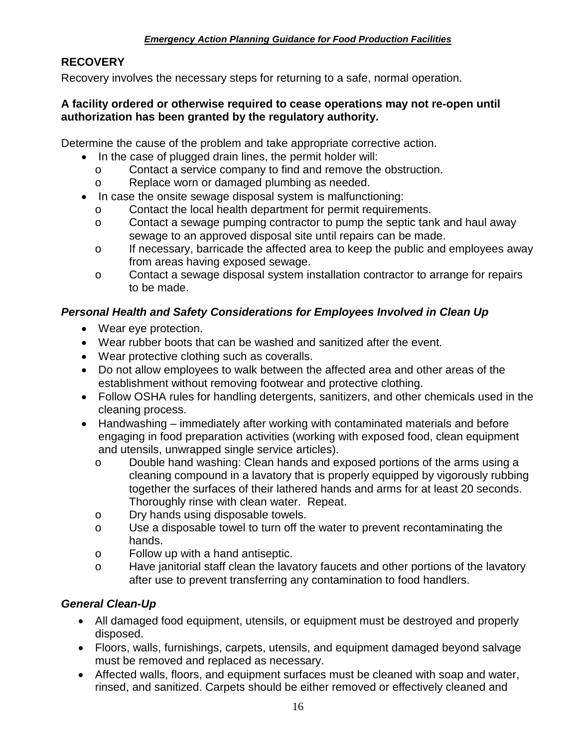## RECOVERY

Recovery involves the necessary steps for returning to a safe, normal operation.

**A facility ordered or otherwise required to cease operations may not re-open until authorization has been granted by the regulatory authority.**

Determine the cause of the problem and take appropriate corrective action.

- In the case of plugged drain lines, the permit holder will:
  - Contact a service company to find and remove the obstruction.
  - Replace worn or damaged plumbing as needed.
- In case the onsite sewage disposal system is malfunctioning:
  - Contact the local health department for permit requirements.
  - Contact a sewage pumping contractor to pump the septic tank and haul away sewage to an approved disposal site until repairs can be made.
  - If necessary, barricade the affected area to keep the public and employees away from areas having exposed sewage.
  - Contact a sewage disposal system installation contractor to arrange for repairs to be made.

### *Personal Health and Safety Considerations for Employees Involved in Clean Up*

- Wear eye protection.
- Wear rubber boots that can be washed and sanitized after the event.
- Wear protective clothing such as coveralls.
- Do not allow employees to walk between the affected area and other areas of the establishment without removing footwear and protective clothing.
- Follow OSHA rules for handling detergents, sanitizers, and other chemicals used in the cleaning process.
- Handwashing – immediately after working with contaminated materials and before engaging in food preparation activities (working with exposed food, clean equipment and utensils, unwrapped single service articles).
  - Double hand washing: Clean hands and exposed portions of the arms using a cleaning compound in a lavatory that is properly equipped by vigorously rubbing together the surfaces of their lathered hands and arms for at least 20 seconds. Thoroughly rinse with clean water. Repeat.
  - Dry hands using disposable towels.
  - Use a disposable towel to turn off the water to prevent recontaminating the hands.
  - Follow up with a hand antiseptic.
  - Have janitorial staff clean the lavatory faucets and other portions of the lavatory after use to prevent transferring any contamination to food handlers.

### *General Clean-Up*

- All damaged food equipment, utensils, or equipment must be destroyed and properly disposed.
- Floors, walls, furnishings, carpets, utensils, and equipment damaged beyond salvage must be removed and replaced as necessary.
- Affected walls, floors, and equipment surfaces must be cleaned with soap and water, rinsed, and sanitized. Carpets should be either removed or effectively cleaned and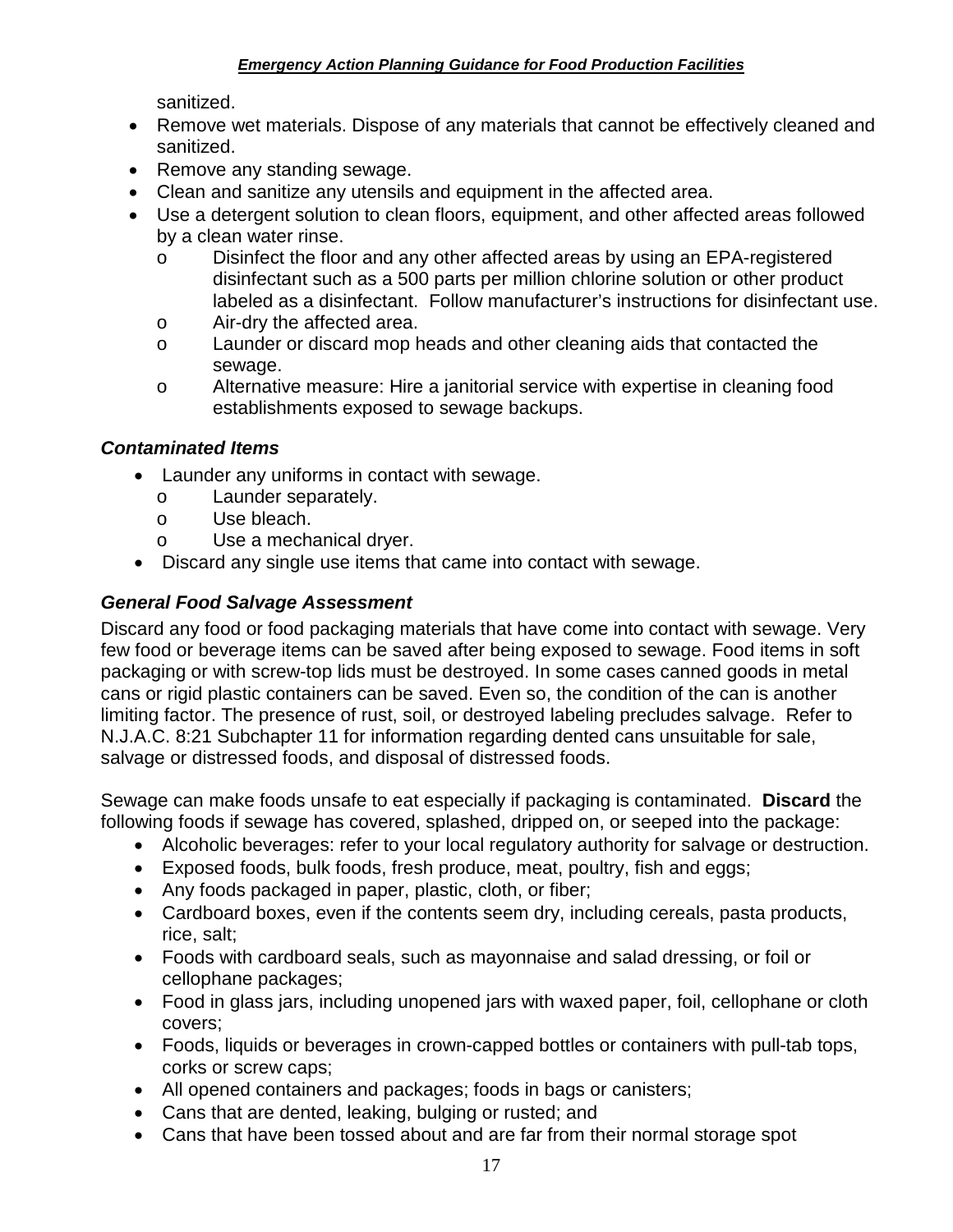sanitized.

- Remove wet materials. Dispose of any materials that cannot be effectively cleaned and sanitized.
- Remove any standing sewage.
- Clean and sanitize any utensils and equipment in the affected area.
- Use a detergent solution to clean floors, equipment, and other affected areas followed by a clean water rinse.
  - o Disinfect the floor and any other affected areas by using an EPA-registered disinfectant such as a 500 parts per million chlorine solution or other product labeled as a disinfectant. Follow manufacturer's instructions for disinfectant use.
  - o Air-dry the affected area.
  - o Launder or discard mop heads and other cleaning aids that contacted the sewage.
  - o Alternative measure: Hire a janitorial service with expertise in cleaning food establishments exposed to sewage backups.

### *Contaminated Items*

- Launder any uniforms in contact with sewage.
  - o Launder separately.
  - o Use bleach.
  - o Use a mechanical dryer.
- Discard any single use items that came into contact with sewage.

### *General Food Salvage Assessment*

Discard any food or food packaging materials that have come into contact with sewage. Very few food or beverage items can be saved after being exposed to sewage. Food items in soft packaging or with screw-top lids must be destroyed. In some cases canned goods in metal cans or rigid plastic containers can be saved. Even so, the condition of the can is another limiting factor. The presence of rust, soil, or destroyed labeling precludes salvage. Refer to N.J.A.C. 8:21 Subchapter 11 for information regarding dented cans unsuitable for sale, salvage or distressed foods, and disposal of distressed foods.

Sewage can make foods unsafe to eat especially if packaging is contaminated. **Discard** the following foods if sewage has covered, splashed, dripped on, or seeped into the package:

- Alcoholic beverages: refer to your local regulatory authority for salvage or destruction.
- Exposed foods, bulk foods, fresh produce, meat, poultry, fish and eggs;
- Any foods packaged in paper, plastic, cloth, or fiber;
- Cardboard boxes, even if the contents seem dry, including cereals, pasta products, rice, salt;
- Foods with cardboard seals, such as mayonnaise and salad dressing, or foil or cellophane packages;
- Food in glass jars, including unopened jars with waxed paper, foil, cellophane or cloth covers;
- Foods, liquids or beverages in crown-capped bottles or containers with pull-tab tops, corks or screw caps;
- All opened containers and packages; foods in bags or canisters;
- Cans that are dented, leaking, bulging or rusted; and
- Cans that have been tossed about and are far from their normal storage spot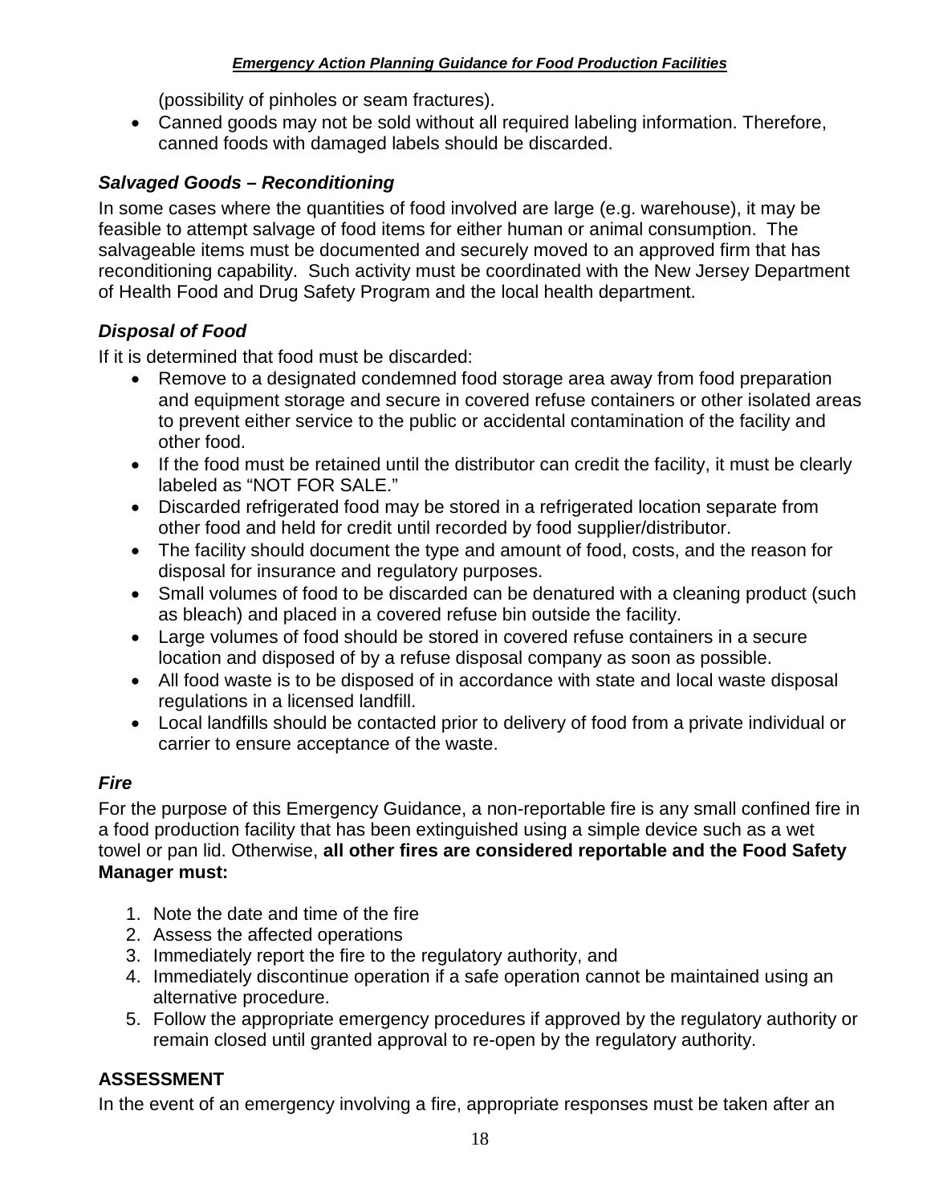(possibility of pinholes or seam fractures).

- Canned goods may not be sold without all required labeling information. Therefore, canned foods with damaged labels should be discarded.

### *Salvaged Goods – Reconditioning*

In some cases where the quantities of food involved are large (e.g. warehouse), it may be feasible to attempt salvage of food items for either human or animal consumption. The salvageable items must be documented and securely moved to an approved firm that has reconditioning capability. Such activity must be coordinated with the New Jersey Department of Health Food and Drug Safety Program and the local health department.

### *Disposal of Food*

If it is determined that food must be discarded:

- Remove to a designated condemned food storage area away from food preparation and equipment storage and secure in covered refuse containers or other isolated areas to prevent either service to the public or accidental contamination of the facility and other food.
- If the food must be retained until the distributor can credit the facility, it must be clearly labeled as "NOT FOR SALE."
- Discarded refrigerated food may be stored in a refrigerated location separate from other food and held for credit until recorded by food supplier/distributor.
- The facility should document the type and amount of food, costs, and the reason for disposal for insurance and regulatory purposes.
- Small volumes of food to be discarded can be denatured with a cleaning product (such as bleach) and placed in a covered refuse bin outside the facility.
- Large volumes of food should be stored in covered refuse containers in a secure location and disposed of by a refuse disposal company as soon as possible.
- All food waste is to be disposed of in accordance with state and local waste disposal regulations in a licensed landfill.
- Local landfills should be contacted prior to delivery of food from a private individual or carrier to ensure acceptance of the waste.

### *Fire*

For the purpose of this Emergency Guidance, a non-reportable fire is any small confined fire in a food production facility that has been extinguished using a simple device such as a wet towel or pan lid. Otherwise, **all other fires are considered reportable and the Food Safety Manager must:**

1. Note the date and time of the fire
2. Assess the affected operations
3. Immediately report the fire to the regulatory authority, and
4. Immediately discontinue operation if a safe operation cannot be maintained using an alternative procedure.
5. Follow the appropriate emergency procedures if approved by the regulatory authority or remain closed until granted approval to re-open by the regulatory authority.

## ASSESSMENT

In the event of an emergency involving a fire, appropriate responses must be taken after an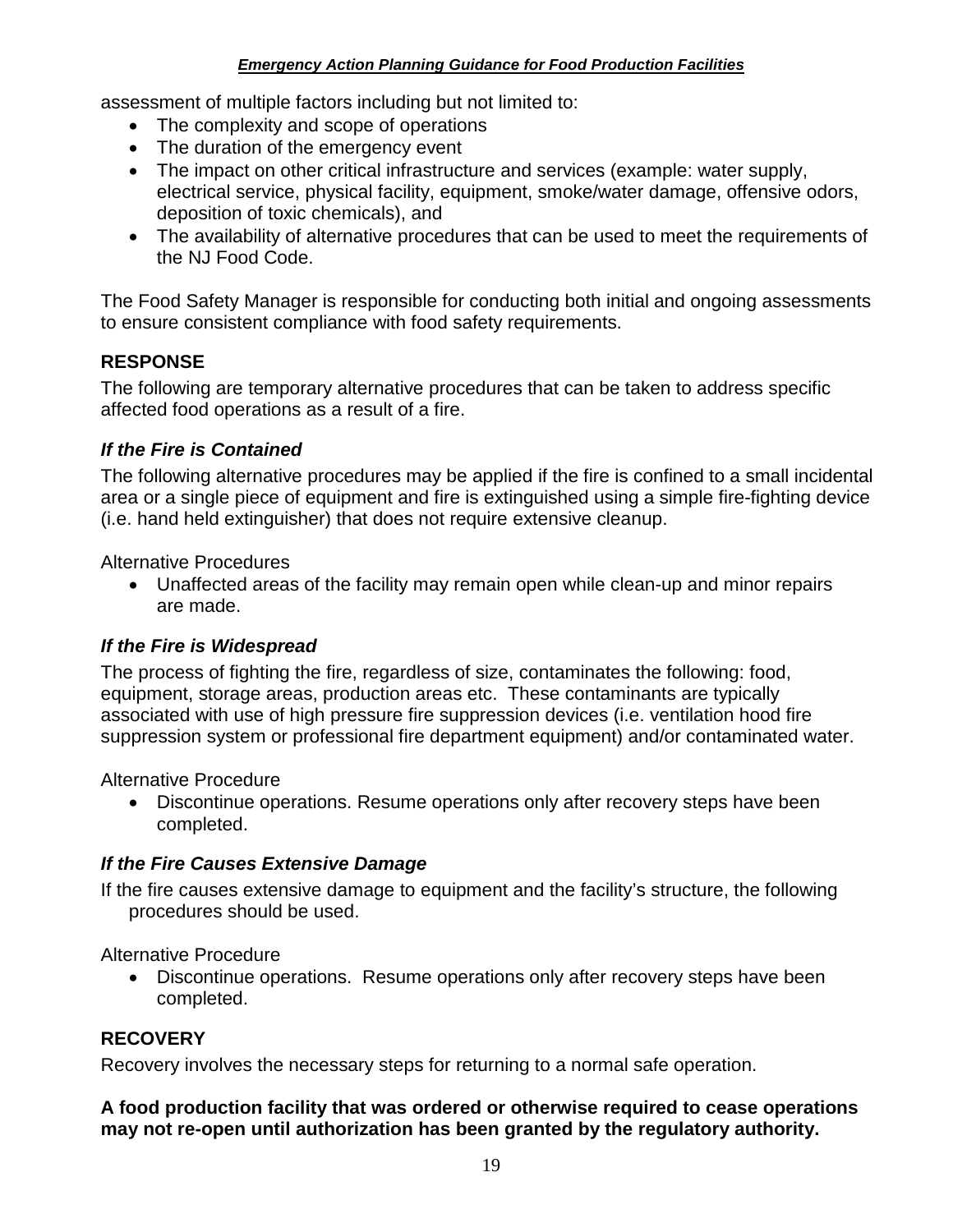assessment of multiple factors including but not limited to:

- The complexity and scope of operations
- The duration of the emergency event
- The impact on other critical infrastructure and services (example: water supply, electrical service, physical facility, equipment, smoke/water damage, offensive odors, deposition of toxic chemicals), and
- The availability of alternative procedures that can be used to meet the requirements of the NJ Food Code.

The Food Safety Manager is responsible for conducting both initial and ongoing assessments to ensure consistent compliance with food safety requirements.

## RESPONSE

The following are temporary alternative procedures that can be taken to address specific affected food operations as a result of a fire.

### *If the Fire is Contained*

The following alternative procedures may be applied if the fire is confined to a small incidental area or a single piece of equipment and fire is extinguished using a simple fire-fighting device (i.e. hand held extinguisher) that does not require extensive cleanup.

Alternative Procedures

- Unaffected areas of the facility may remain open while clean-up and minor repairs are made.

### *If the Fire is Widespread*

The process of fighting the fire, regardless of size, contaminates the following: food, equipment, storage areas, production areas etc. These contaminants are typically associated with use of high pressure fire suppression devices (i.e. ventilation hood fire suppression system or professional fire department equipment) and/or contaminated water.

Alternative Procedure

- Discontinue operations. Resume operations only after recovery steps have been completed.

### *If the Fire Causes Extensive Damage*

If the fire causes extensive damage to equipment and the facility's structure, the following procedures should be used.

Alternative Procedure

- Discontinue operations. Resume operations only after recovery steps have been completed.

## RECOVERY

Recovery involves the necessary steps for returning to a normal safe operation.

**A food production facility that was ordered or otherwise required to cease operations may not re-open until authorization has been granted by the regulatory authority.**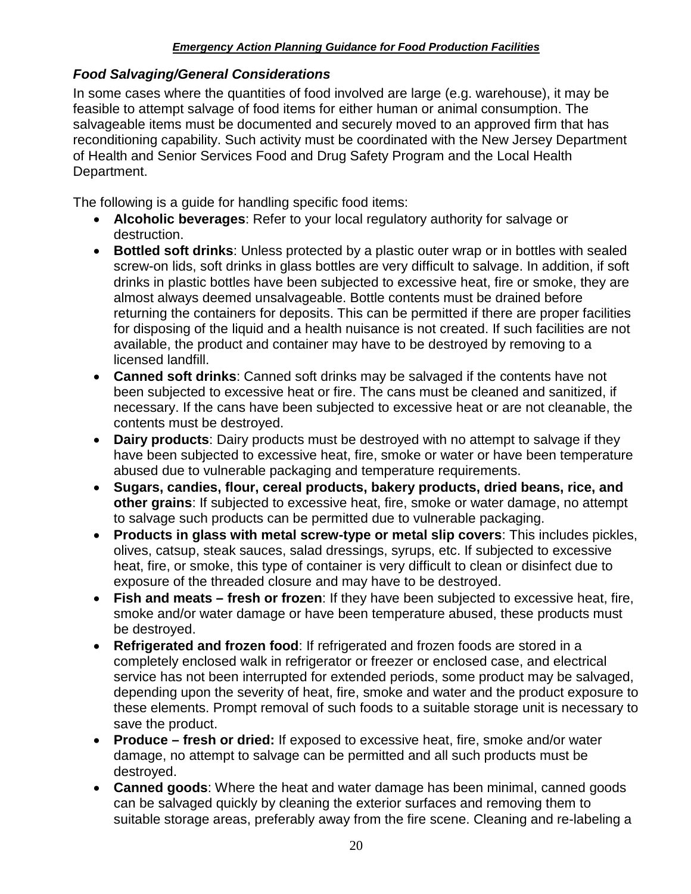### *Food Salvaging/General Considerations*

In some cases where the quantities of food involved are large (e.g. warehouse), it may be feasible to attempt salvage of food items for either human or animal consumption. The salvageable items must be documented and securely moved to an approved firm that has reconditioning capability. Such activity must be coordinated with the New Jersey Department of Health and Senior Services Food and Drug Safety Program and the Local Health Department.

The following is a guide for handling specific food items:

- **Alcoholic beverages**: Refer to your local regulatory authority for salvage or destruction.
- **Bottled soft drinks**: Unless protected by a plastic outer wrap or in bottles with sealed screw-on lids, soft drinks in glass bottles are very difficult to salvage. In addition, if soft drinks in plastic bottles have been subjected to excessive heat, fire or smoke, they are almost always deemed unsalvageable. Bottle contents must be drained before returning the containers for deposits. This can be permitted if there are proper facilities for disposing of the liquid and a health nuisance is not created. If such facilities are not available, the product and container may have to be destroyed by removing to a licensed landfill.
- **Canned soft drinks**: Canned soft drinks may be salvaged if the contents have not been subjected to excessive heat or fire. The cans must be cleaned and sanitized, if necessary. If the cans have been subjected to excessive heat or are not cleanable, the contents must be destroyed.
- **Dairy products**: Dairy products must be destroyed with no attempt to salvage if they have been subjected to excessive heat, fire, smoke or water or have been temperature abused due to vulnerable packaging and temperature requirements.
- **Sugars, candies, flour, cereal products, bakery products, dried beans, rice, and other grains**: If subjected to excessive heat, fire, smoke or water damage, no attempt to salvage such products can be permitted due to vulnerable packaging.
- **Products in glass with metal screw-type or metal slip covers**: This includes pickles, olives, catsup, steak sauces, salad dressings, syrups, etc. If subjected to excessive heat, fire, or smoke, this type of container is very difficult to clean or disinfect due to exposure of the threaded closure and may have to be destroyed.
- **Fish and meats – fresh or frozen**: If they have been subjected to excessive heat, fire, smoke and/or water damage or have been temperature abused, these products must be destroyed.
- **Refrigerated and frozen food**: If refrigerated and frozen foods are stored in a completely enclosed walk in refrigerator or freezer or enclosed case, and electrical service has not been interrupted for extended periods, some product may be salvaged, depending upon the severity of heat, fire, smoke and water and the product exposure to these elements. Prompt removal of such foods to a suitable storage unit is necessary to save the product.
- **Produce – fresh or dried:** If exposed to excessive heat, fire, smoke and/or water damage, no attempt to salvage can be permitted and all such products must be destroyed.
- **Canned goods**: Where the heat and water damage has been minimal, canned goods can be salvaged quickly by cleaning the exterior surfaces and removing them to suitable storage areas, preferably away from the fire scene. Cleaning and re-labeling a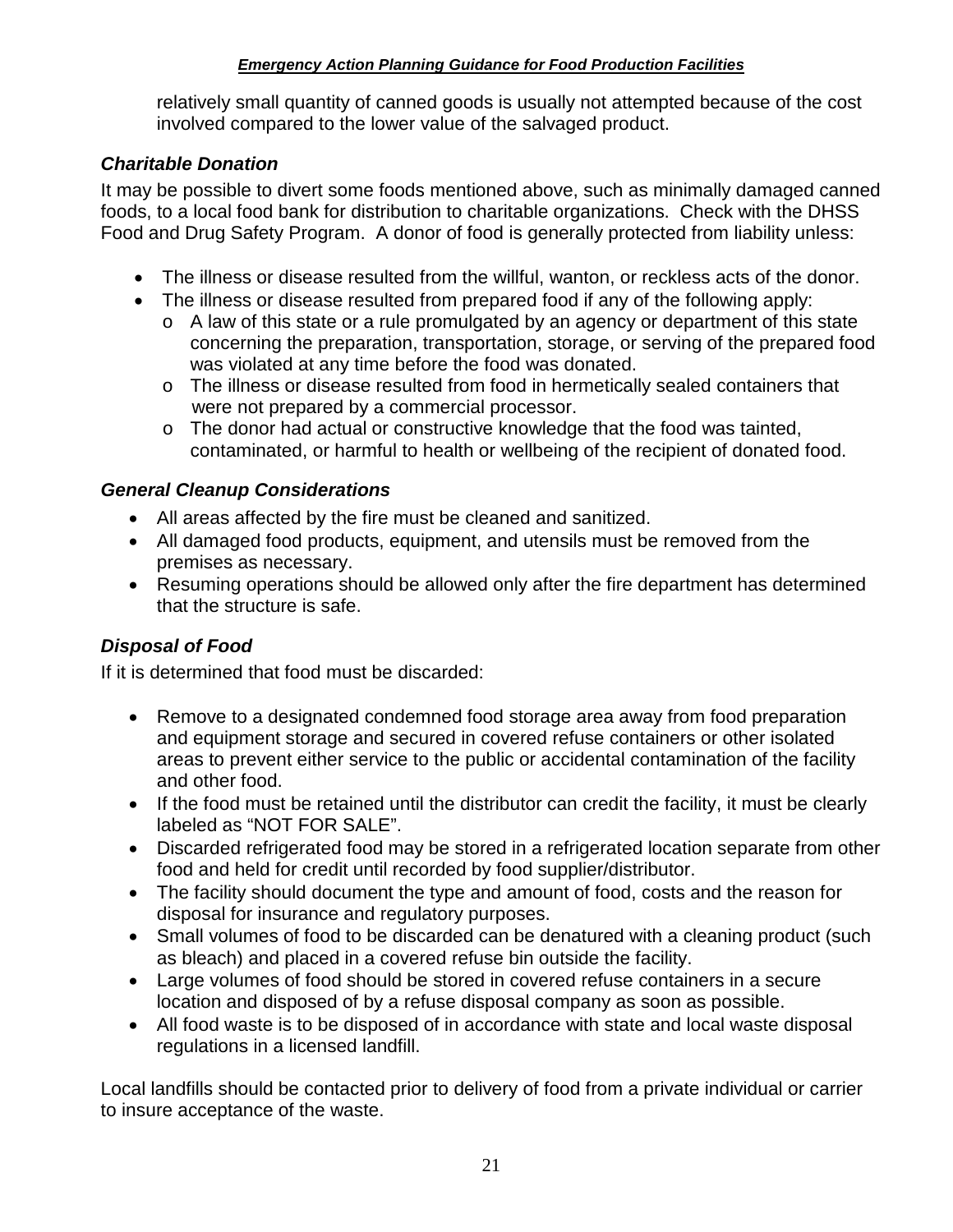relatively small quantity of canned goods is usually not attempted because of the cost involved compared to the lower value of the salvaged product.

### *Charitable Donation*

It may be possible to divert some foods mentioned above, such as minimally damaged canned foods, to a local food bank for distribution to charitable organizations. Check with the DHSS Food and Drug Safety Program. A donor of food is generally protected from liability unless:

- The illness or disease resulted from the willful, wanton, or reckless acts of the donor.
- The illness or disease resulted from prepared food if any of the following apply:
  - A law of this state or a rule promulgated by an agency or department of this state concerning the preparation, transportation, storage, or serving of the prepared food was violated at any time before the food was donated.
  - The illness or disease resulted from food in hermetically sealed containers that were not prepared by a commercial processor.
  - The donor had actual or constructive knowledge that the food was tainted, contaminated, or harmful to health or wellbeing of the recipient of donated food.

### *General Cleanup Considerations*

- All areas affected by the fire must be cleaned and sanitized.
- All damaged food products, equipment, and utensils must be removed from the premises as necessary.
- Resuming operations should be allowed only after the fire department has determined that the structure is safe.

### *Disposal of Food*

If it is determined that food must be discarded:

- Remove to a designated condemned food storage area away from food preparation and equipment storage and secured in covered refuse containers or other isolated areas to prevent either service to the public or accidental contamination of the facility and other food.
- If the food must be retained until the distributor can credit the facility, it must be clearly labeled as "NOT FOR SALE".
- Discarded refrigerated food may be stored in a refrigerated location separate from other food and held for credit until recorded by food supplier/distributor.
- The facility should document the type and amount of food, costs and the reason for disposal for insurance and regulatory purposes.
- Small volumes of food to be discarded can be denatured with a cleaning product (such as bleach) and placed in a covered refuse bin outside the facility.
- Large volumes of food should be stored in covered refuse containers in a secure location and disposed of by a refuse disposal company as soon as possible.
- All food waste is to be disposed of in accordance with state and local waste disposal regulations in a licensed landfill.

Local landfills should be contacted prior to delivery of food from a private individual or carrier to insure acceptance of the waste.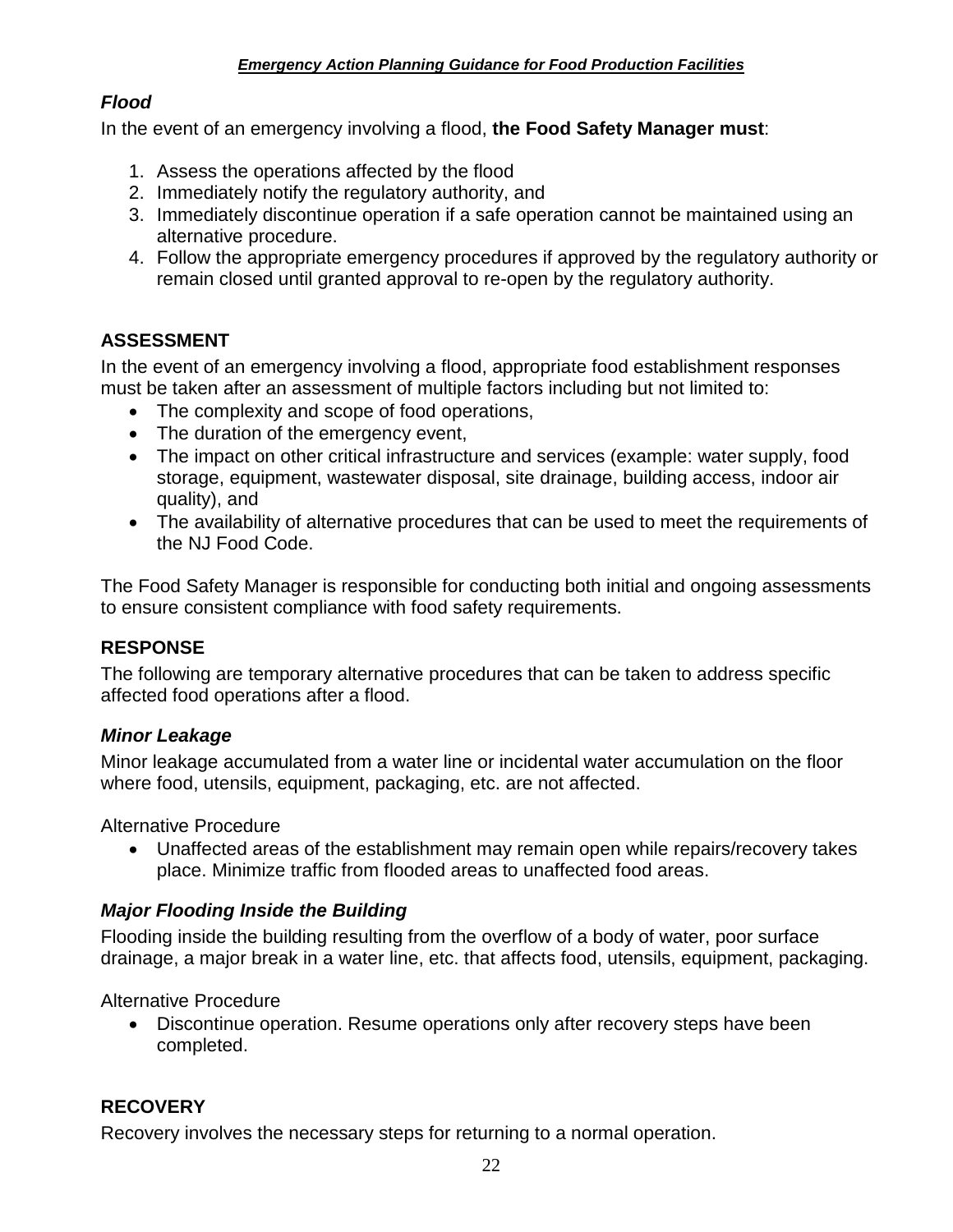### *Flood*

In the event of an emergency involving a flood, **the Food Safety Manager must**:

1. Assess the operations affected by the flood
2. Immediately notify the regulatory authority, and
3. Immediately discontinue operation if a safe operation cannot be maintained using an alternative procedure.
4. Follow the appropriate emergency procedures if approved by the regulatory authority or remain closed until granted approval to re-open by the regulatory authority.

## ASSESSMENT

In the event of an emergency involving a flood, appropriate food establishment responses must be taken after an assessment of multiple factors including but not limited to:

- The complexity and scope of food operations,
- The duration of the emergency event,
- The impact on other critical infrastructure and services (example: water supply, food storage, equipment, wastewater disposal, site drainage, building access, indoor air quality), and
- The availability of alternative procedures that can be used to meet the requirements of the NJ Food Code.

The Food Safety Manager is responsible for conducting both initial and ongoing assessments to ensure consistent compliance with food safety requirements.

## RESPONSE

The following are temporary alternative procedures that can be taken to address specific affected food operations after a flood.

### *Minor Leakage*

Minor leakage accumulated from a water line or incidental water accumulation on the floor where food, utensils, equipment, packaging, etc. are not affected.

Alternative Procedure

- Unaffected areas of the establishment may remain open while repairs/recovery takes place. Minimize traffic from flooded areas to unaffected food areas.

### *Major Flooding Inside the Building*

Flooding inside the building resulting from the overflow of a body of water, poor surface drainage, a major break in a water line, etc. that affects food, utensils, equipment, packaging.

Alternative Procedure

- Discontinue operation. Resume operations only after recovery steps have been completed.

## RECOVERY

Recovery involves the necessary steps for returning to a normal operation.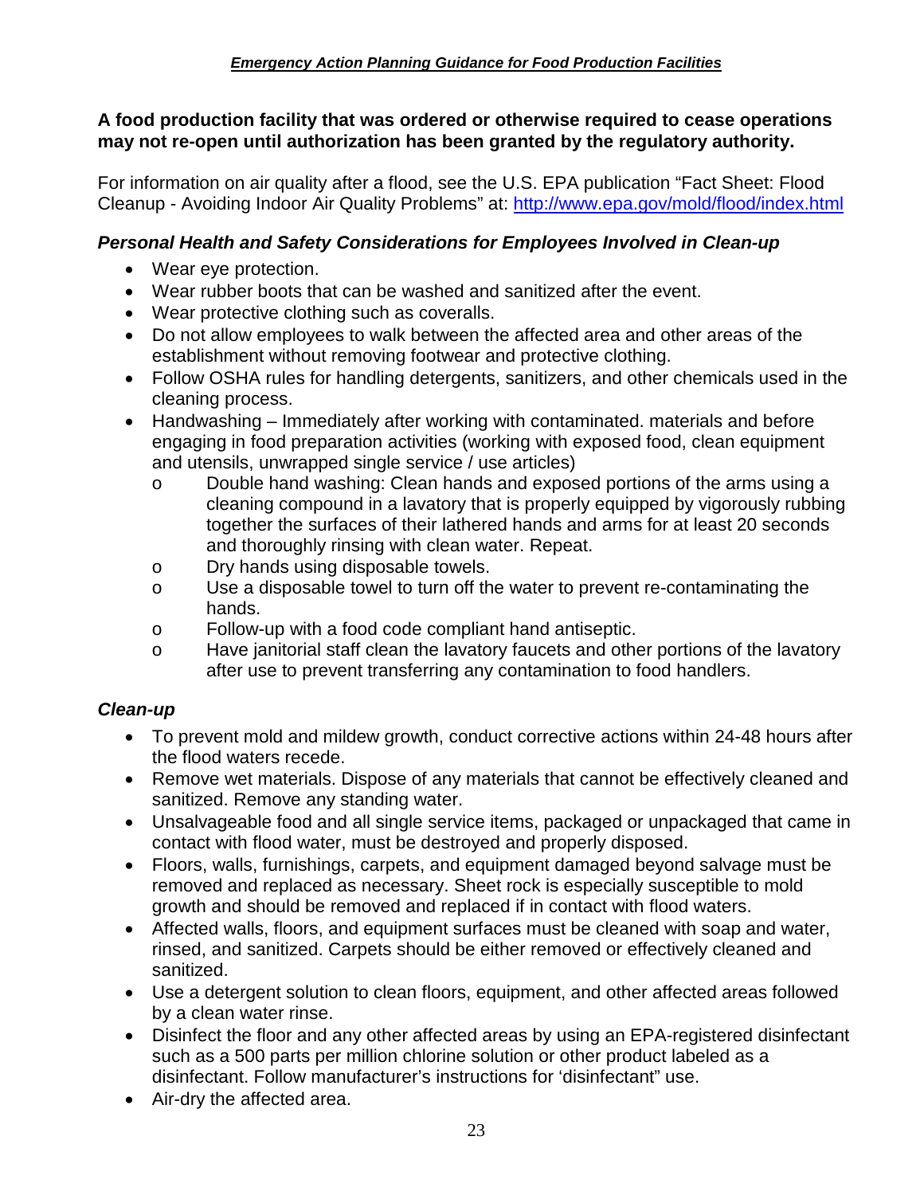**A food production facility that was ordered or otherwise required to cease operations may not re-open until authorization has been granted by the regulatory authority.**

For information on air quality after a flood, see the U.S. EPA publication “Fact Sheet: Flood Cleanup - Avoiding Indoor Air Quality Problems” at: http://www.epa.gov/mold/flood/index.html

### *Personal Health and Safety Considerations for Employees Involved in Clean-up*

- Wear eye protection.
- Wear rubber boots that can be washed and sanitized after the event.
- Wear protective clothing such as coveralls.
- Do not allow employees to walk between the affected area and other areas of the establishment without removing footwear and protective clothing.
- Follow OSHA rules for handling detergents, sanitizers, and other chemicals used in the cleaning process.
- Handwashing – Immediately after working with contaminated. materials and before engaging in food preparation activities (working with exposed food, clean equipment and utensils, unwrapped single service / use articles)
  - Double hand washing: Clean hands and exposed portions of the arms using a cleaning compound in a lavatory that is properly equipped by vigorously rubbing together the surfaces of their lathered hands and arms for at least 20 seconds and thoroughly rinsing with clean water. Repeat.
  - Dry hands using disposable towels.
  - Use a disposable towel to turn off the water to prevent re-contaminating the hands.
  - Follow-up with a food code compliant hand antiseptic.
  - Have janitorial staff clean the lavatory faucets and other portions of the lavatory after use to prevent transferring any contamination to food handlers.

### *Clean-up*

- To prevent mold and mildew growth, conduct corrective actions within 24-48 hours after the flood waters recede.
- Remove wet materials. Dispose of any materials that cannot be effectively cleaned and sanitized. Remove any standing water.
- Unsalvageable food and all single service items, packaged or unpackaged that came in contact with flood water, must be destroyed and properly disposed.
- Floors, walls, furnishings, carpets, and equipment damaged beyond salvage must be removed and replaced as necessary. Sheet rock is especially susceptible to mold growth and should be removed and replaced if in contact with flood waters.
- Affected walls, floors, and equipment surfaces must be cleaned with soap and water, rinsed, and sanitized. Carpets should be either removed or effectively cleaned and sanitized.
- Use a detergent solution to clean floors, equipment, and other affected areas followed by a clean water rinse.
- Disinfect the floor and any other affected areas by using an EPA-registered disinfectant such as a 500 parts per million chlorine solution or other product labeled as a disinfectant. Follow manufacturer’s instructions for ‘disinfectant” use.
- Air-dry the affected area.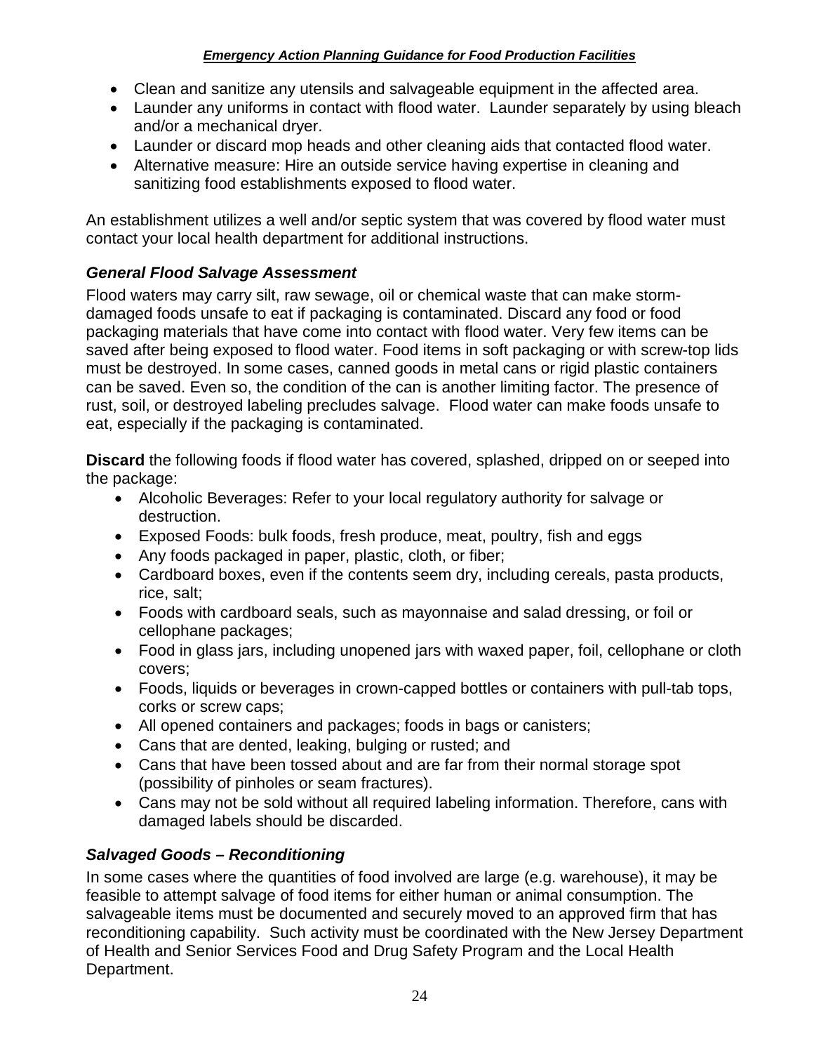- Clean and sanitize any utensils and salvageable equipment in the affected area.
- Launder any uniforms in contact with flood water. Launder separately by using bleach and/or a mechanical dryer.
- Launder or discard mop heads and other cleaning aids that contacted flood water.
- Alternative measure: Hire an outside service having expertise in cleaning and sanitizing food establishments exposed to flood water.

An establishment utilizes a well and/or septic system that was covered by flood water must contact your local health department for additional instructions.

### *General Flood Salvage Assessment*

Flood waters may carry silt, raw sewage, oil or chemical waste that can make storm-damaged foods unsafe to eat if packaging is contaminated. Discard any food or food packaging materials that have come into contact with flood water. Very few items can be saved after being exposed to flood water. Food items in soft packaging or with screw-top lids must be destroyed. In some cases, canned goods in metal cans or rigid plastic containers can be saved. Even so, the condition of the can is another limiting factor. The presence of rust, soil, or destroyed labeling precludes salvage. Flood water can make foods unsafe to eat, especially if the packaging is contaminated.

**Discard** the following foods if flood water has covered, splashed, dripped on or seeped into the package:

- Alcoholic Beverages: Refer to your local regulatory authority for salvage or destruction.
- Exposed Foods: bulk foods, fresh produce, meat, poultry, fish and eggs
- Any foods packaged in paper, plastic, cloth, or fiber;
- Cardboard boxes, even if the contents seem dry, including cereals, pasta products, rice, salt;
- Foods with cardboard seals, such as mayonnaise and salad dressing, or foil or cellophane packages;
- Food in glass jars, including unopened jars with waxed paper, foil, cellophane or cloth covers;
- Foods, liquids or beverages in crown-capped bottles or containers with pull-tab tops, corks or screw caps;
- All opened containers and packages; foods in bags or canisters;
- Cans that are dented, leaking, bulging or rusted; and
- Cans that have been tossed about and are far from their normal storage spot (possibility of pinholes or seam fractures).
- Cans may not be sold without all required labeling information. Therefore, cans with damaged labels should be discarded.

### *Salvaged Goods – Reconditioning*

In some cases where the quantities of food involved are large (e.g. warehouse), it may be feasible to attempt salvage of food items for either human or animal consumption. The salvageable items must be documented and securely moved to an approved firm that has reconditioning capability. Such activity must be coordinated with the New Jersey Department of Health and Senior Services Food and Drug Safety Program and the Local Health Department.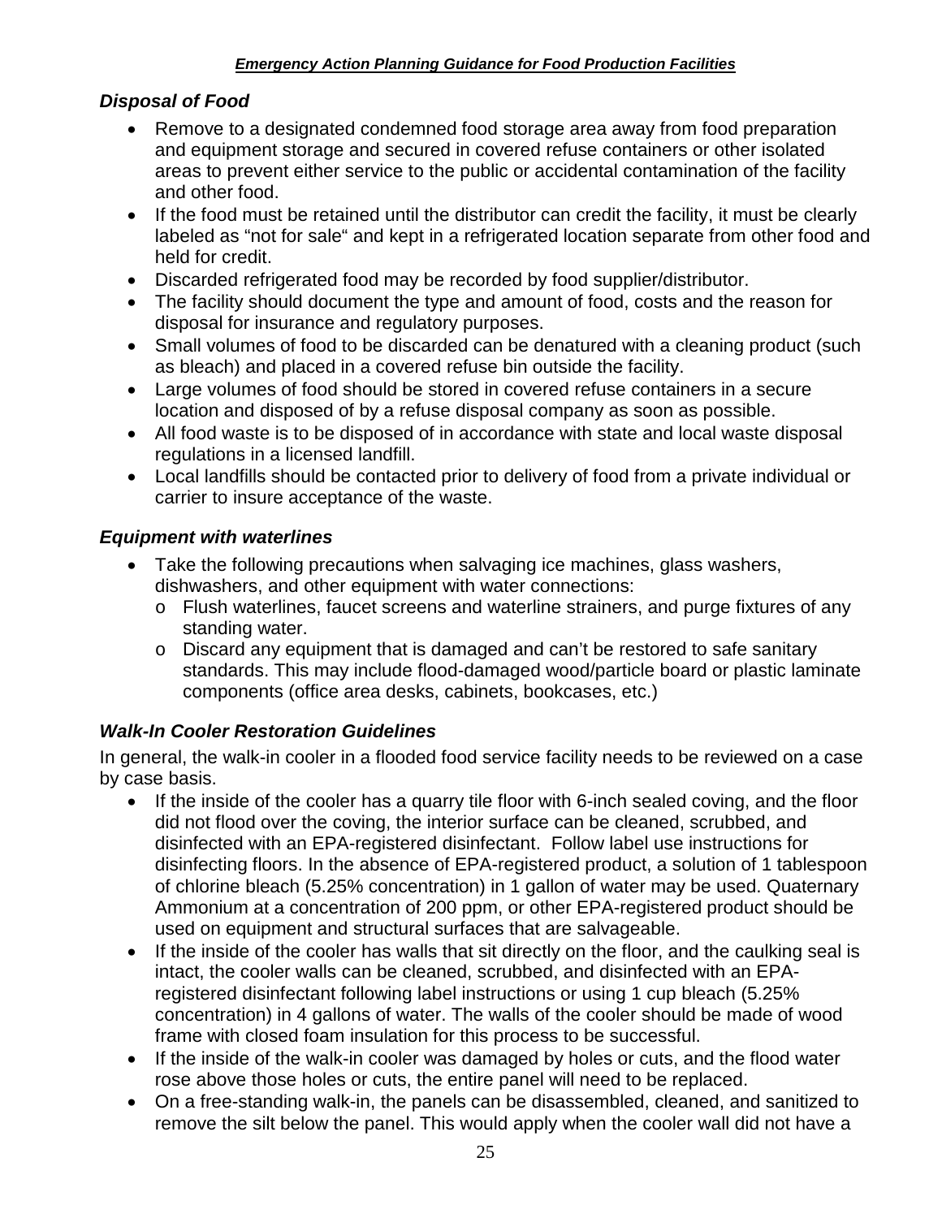### *Disposal of Food*

- Remove to a designated condemned food storage area away from food preparation and equipment storage and secured in covered refuse containers or other isolated areas to prevent either service to the public or accidental contamination of the facility and other food.
- If the food must be retained until the distributor can credit the facility, it must be clearly labeled as "not for sale" and kept in a refrigerated location separate from other food and held for credit.
- Discarded refrigerated food may be recorded by food supplier/distributor.
- The facility should document the type and amount of food, costs and the reason for disposal for insurance and regulatory purposes.
- Small volumes of food to be discarded can be denatured with a cleaning product (such as bleach) and placed in a covered refuse bin outside the facility.
- Large volumes of food should be stored in covered refuse containers in a secure location and disposed of by a refuse disposal company as soon as possible.
- All food waste is to be disposed of in accordance with state and local waste disposal regulations in a licensed landfill.
- Local landfills should be contacted prior to delivery of food from a private individual or carrier to insure acceptance of the waste.

### *Equipment with waterlines*

- Take the following precautions when salvaging ice machines, glass washers, dishwashers, and other equipment with water connections:
  - Flush waterlines, faucet screens and waterline strainers, and purge fixtures of any standing water.
  - Discard any equipment that is damaged and can't be restored to safe sanitary standards. This may include flood-damaged wood/particle board or plastic laminate components (office area desks, cabinets, bookcases, etc.)

### *Walk-In Cooler Restoration Guidelines*

In general, the walk-in cooler in a flooded food service facility needs to be reviewed on a case by case basis.

- If the inside of the cooler has a quarry tile floor with 6-inch sealed coving, and the floor did not flood over the coving, the interior surface can be cleaned, scrubbed, and disinfected with an EPA-registered disinfectant. Follow label use instructions for disinfecting floors. In the absence of EPA-registered product, a solution of 1 tablespoon of chlorine bleach (5.25% concentration) in 1 gallon of water may be used. Quaternary Ammonium at a concentration of 200 ppm, or other EPA-registered product should be used on equipment and structural surfaces that are salvageable.
- If the inside of the cooler has walls that sit directly on the floor, and the caulking seal is intact, the cooler walls can be cleaned, scrubbed, and disinfected with an EPA-registered disinfectant following label instructions or using 1 cup bleach (5.25% concentration) in 4 gallons of water. The walls of the cooler should be made of wood frame with closed foam insulation for this process to be successful.
- If the inside of the walk-in cooler was damaged by holes or cuts, and the flood water rose above those holes or cuts, the entire panel will need to be replaced.
- On a free-standing walk-in, the panels can be disassembled, cleaned, and sanitized to remove the silt below the panel. This would apply when the cooler wall did not have a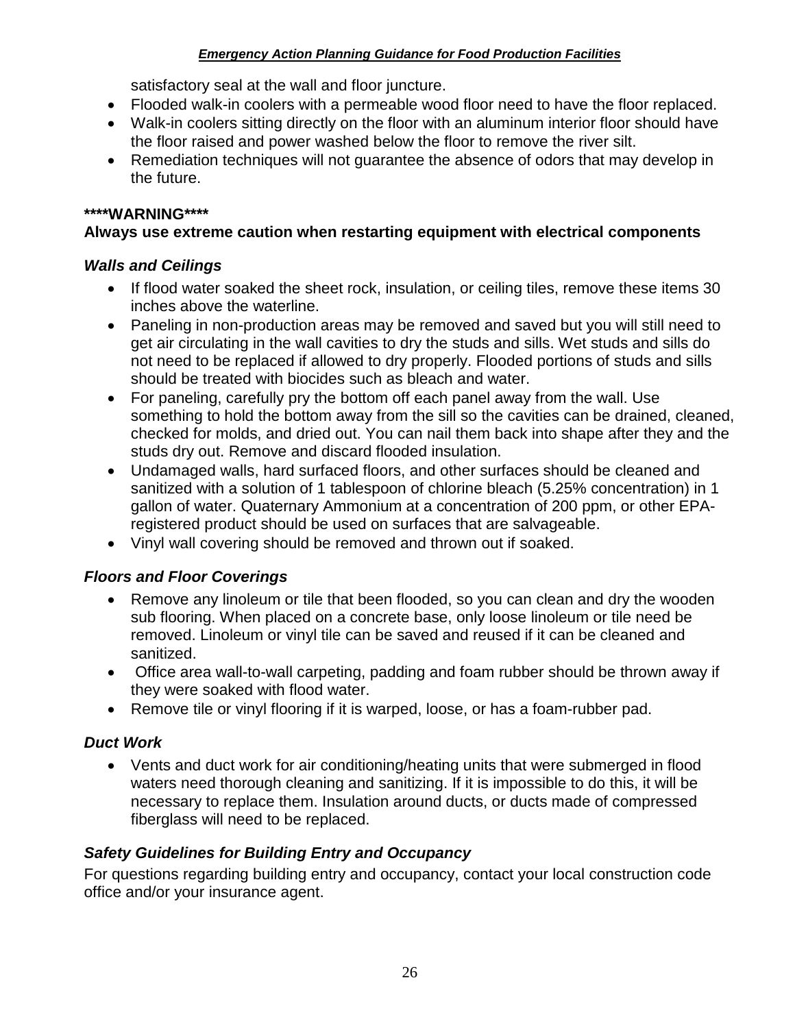satisfactory seal at the wall and floor juncture.

- Flooded walk-in coolers with a permeable wood floor need to have the floor replaced.
- Walk-in coolers sitting directly on the floor with an aluminum interior floor should have the floor raised and power washed below the floor to remove the river silt.
- Remediation techniques will not guarantee the absence of odors that may develop in the future.

**\*\*\*\*WARNING\*\*\*\***
**Always use extreme caution when restarting equipment with electrical components**

### *Walls and Ceilings*

- If flood water soaked the sheet rock, insulation, or ceiling tiles, remove these items 30 inches above the waterline.
- Paneling in non-production areas may be removed and saved but you will still need to get air circulating in the wall cavities to dry the studs and sills. Wet studs and sills do not need to be replaced if allowed to dry properly. Flooded portions of studs and sills should be treated with biocides such as bleach and water.
- For paneling, carefully pry the bottom off each panel away from the wall. Use something to hold the bottom away from the sill so the cavities can be drained, cleaned, checked for molds, and dried out. You can nail them back into shape after they and the studs dry out. Remove and discard flooded insulation.
- Undamaged walls, hard surfaced floors, and other surfaces should be cleaned and sanitized with a solution of 1 tablespoon of chlorine bleach (5.25% concentration) in 1 gallon of water. Quaternary Ammonium at a concentration of 200 ppm, or other EPA-registered product should be used on surfaces that are salvageable.
- Vinyl wall covering should be removed and thrown out if soaked.

### *Floors and Floor Coverings*

- Remove any linoleum or tile that been flooded, so you can clean and dry the wooden sub flooring. When placed on a concrete base, only loose linoleum or tile need be removed. Linoleum or vinyl tile can be saved and reused if it can be cleaned and sanitized.
- Office area wall-to-wall carpeting, padding and foam rubber should be thrown away if they were soaked with flood water.
- Remove tile or vinyl flooring if it is warped, loose, or has a foam-rubber pad.

### *Duct Work*

- Vents and duct work for air conditioning/heating units that were submerged in flood waters need thorough cleaning and sanitizing. If it is impossible to do this, it will be necessary to replace them. Insulation around ducts, or ducts made of compressed fiberglass will need to be replaced.

### *Safety Guidelines for Building Entry and Occupancy*

For questions regarding building entry and occupancy, contact your local construction code office and/or your insurance agent.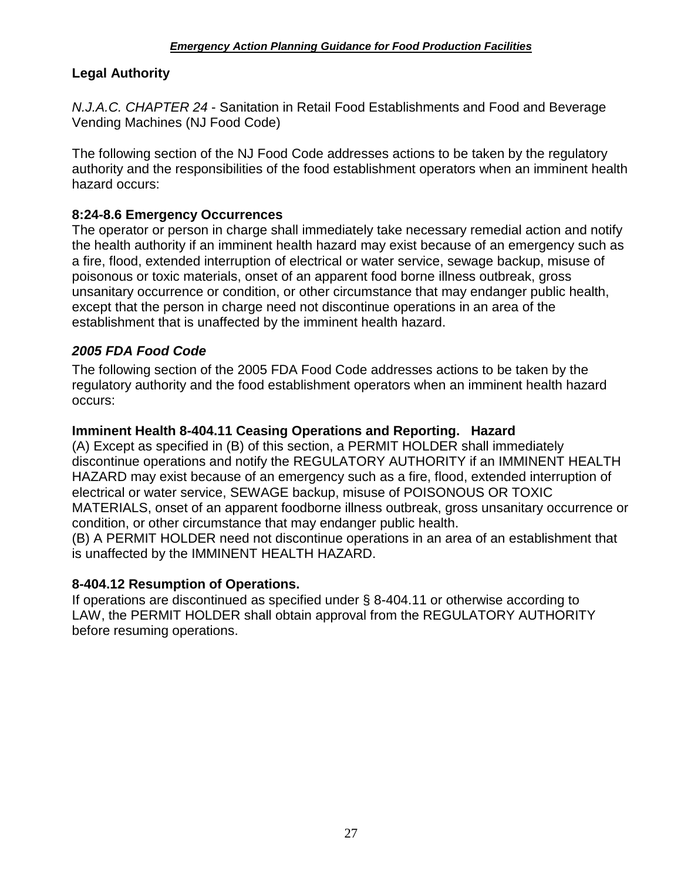## Legal Authority

*N.J.A.C. CHAPTER 24* - Sanitation in Retail Food Establishments and Food and Beverage Vending Machines (NJ Food Code)

The following section of the NJ Food Code addresses actions to be taken by the regulatory authority and the responsibilities of the food establishment operators when an imminent health hazard occurs:

### 8:24-8.6 Emergency Occurrences

The operator or person in charge shall immediately take necessary remedial action and notify the health authority if an imminent health hazard may exist because of an emergency such as a fire, flood, extended interruption of electrical or water service, sewage backup, misuse of poisonous or toxic materials, onset of an apparent food borne illness outbreak, gross unsanitary occurrence or condition, or other circumstance that may endanger public health, except that the person in charge need not discontinue operations in an area of the establishment that is unaffected by the imminent health hazard.

### *2005 FDA Food Code*

The following section of the 2005 FDA Food Code addresses actions to be taken by the regulatory authority and the food establishment operators when an imminent health hazard occurs:

### Imminent Health 8-404.11 Ceasing Operations and Reporting. Hazard

(A) Except as specified in (B) of this section, a PERMIT HOLDER shall immediately discontinue operations and notify the REGULATORY AUTHORITY if an IMMINENT HEALTH HAZARD may exist because of an emergency such as a fire, flood, extended interruption of electrical or water service, SEWAGE backup, misuse of POISONOUS OR TOXIC MATERIALS, onset of an apparent foodborne illness outbreak, gross unsanitary occurrence or condition, or other circumstance that may endanger public health.
(B) A PERMIT HOLDER need not discontinue operations in an area of an establishment that is unaffected by the IMMINENT HEALTH HAZARD.

### 8-404.12 Resumption of Operations.

If operations are discontinued as specified under § 8-404.11 or otherwise according to LAW, the PERMIT HOLDER shall obtain approval from the REGULATORY AUTHORITY before resuming operations.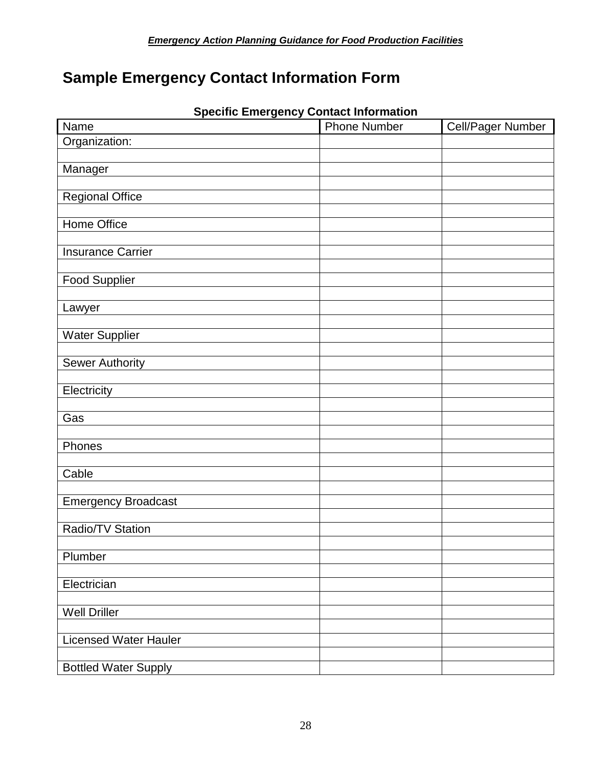# Sample Emergency Contact Information Form

**Specific Emergency Contact Information**

| Name | Phone Number | Cell/Pager Number |
|---|---|---|
| Organization: | | |
| | | |
| Manager | | |
| | | |
| Regional Office | | |
| | | |
| Home Office | | |
| | | |
| Insurance Carrier | | |
| | | |
| Food Supplier | | |
| | | |
| Lawyer | | |
| | | |
| Water Supplier | | |
| | | |
| Sewer Authority | | |
| | | |
| Electricity | | |
| | | |
| Gas | | |
| | | |
| Phones | | |
| | | |
| Cable | | |
| | | |
| Emergency Broadcast | | |
| | | |
| Radio/TV Station | | |
| | | |
| Plumber | | |
| | | |
| Electrician | | |
| | | |
| Well Driller | | |
| | | |
| Licensed Water Hauler | | |
| | | |
| Bottled Water Supply | | |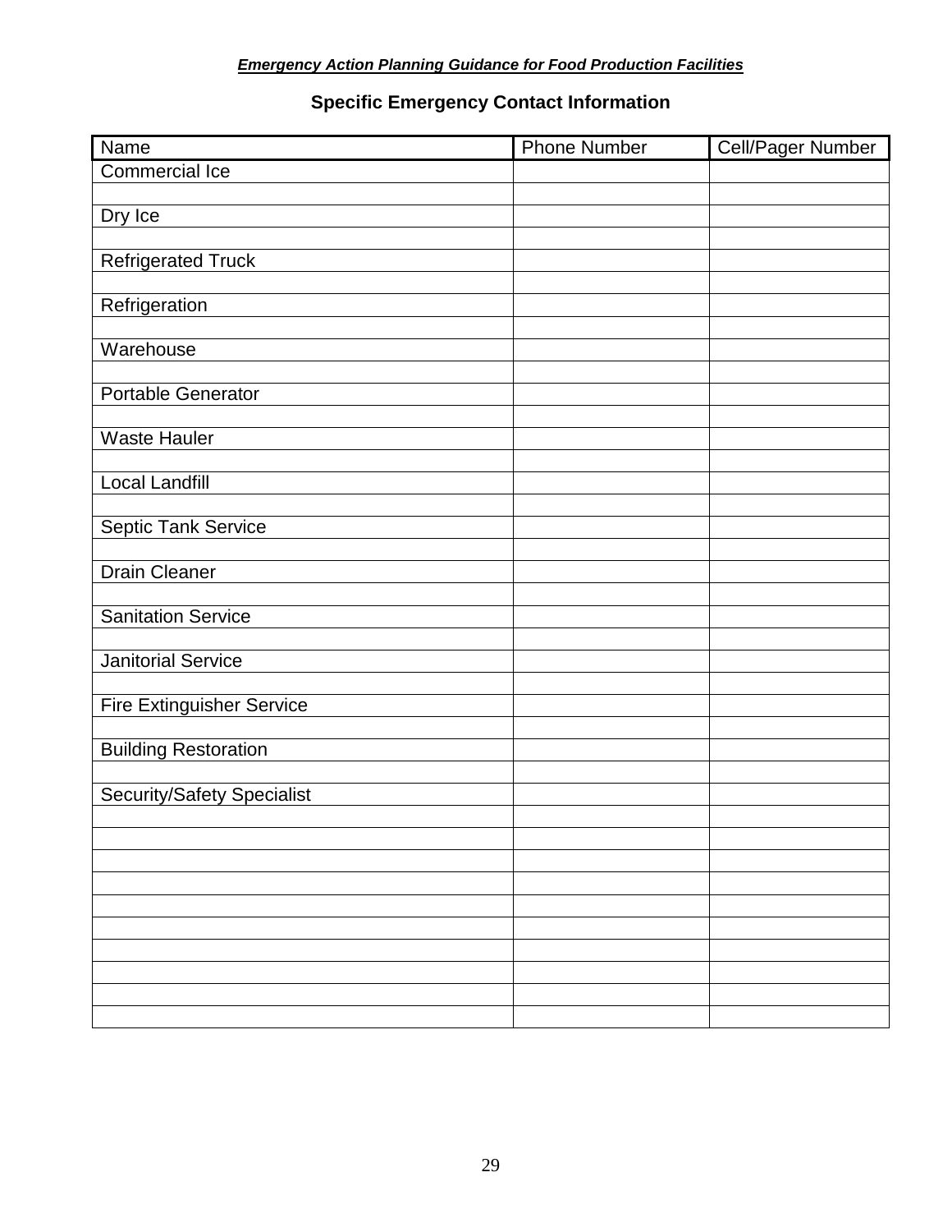## Specific Emergency Contact Information

| Name | Phone Number | Cell/Pager Number |
|---|---|---|
| Commercial Ice | | |
| | | |
| Dry Ice | | |
| | | |
| Refrigerated Truck | | |
| | | |
| Refrigeration | | |
| | | |
| Warehouse | | |
| | | |
| Portable Generator | | |
| | | |
| Waste Hauler | | |
| | | |
| Local Landfill | | |
| | | |
| Septic Tank Service | | |
| | | |
| Drain Cleaner | | |
| | | |
| Sanitation Service | | |
| | | |
| Janitorial Service | | |
| | | |
| Fire Extinguisher Service | | |
| | | |
| Building Restoration | | |
| | | |
| Security/Safety Specialist | | |
| | | |
| | | |
| | | |
| | | |
| | | |
| | | |
| | | |
| | | |
| | | |
| | | |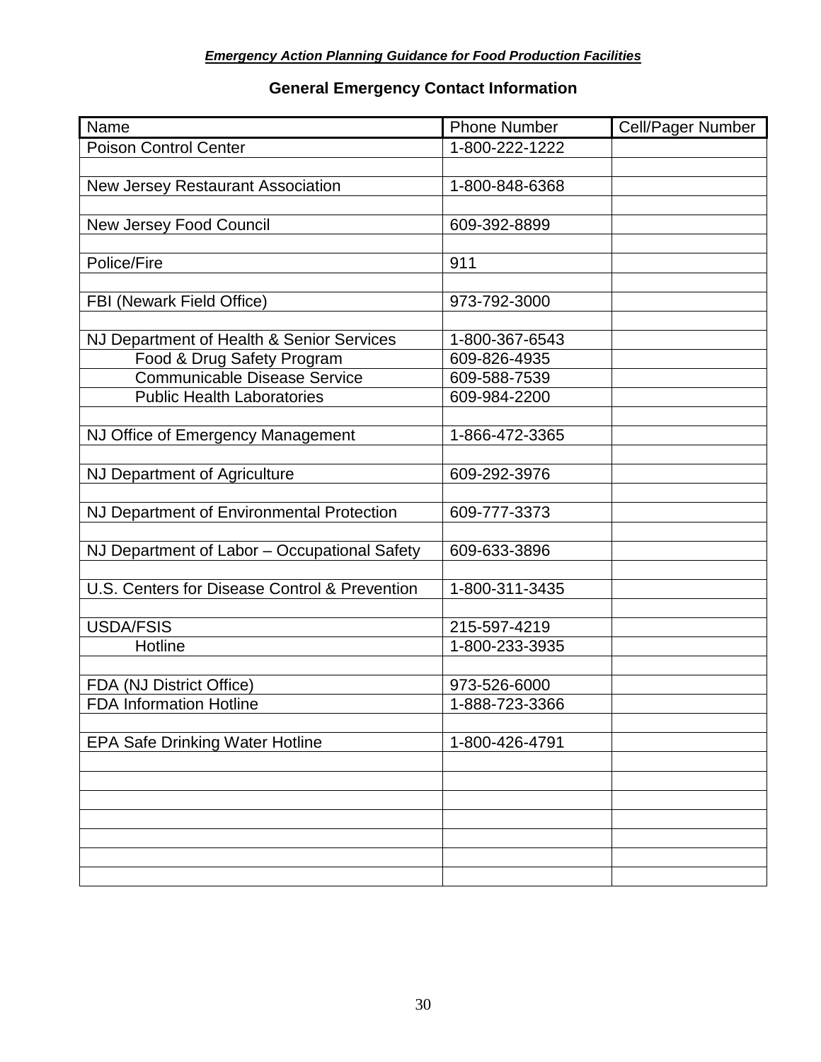## General Emergency Contact Information

| Name | Phone Number | Cell/Pager Number |
|---|---|---|
| Poison Control Center | 1-800-222-1222 | |
| | | |
| New Jersey Restaurant Association | 1-800-848-6368 | |
| | | |
| New Jersey Food Council | 609-392-8899 | |
| | | |
| Police/Fire | 911 | |
| | | |
| FBI (Newark Field Office) | 973-792-3000 | |
| | | |
| NJ Department of Health & Senior Services | 1-800-367-6543 | |
| Food & Drug Safety Program | 609-826-4935 | |
| Communicable Disease Service | 609-588-7539 | |
| Public Health Laboratories | 609-984-2200 | |
| | | |
| NJ Office of Emergency Management | 1-866-472-3365 | |
| | | |
| NJ Department of Agriculture | 609-292-3976 | |
| | | |
| NJ Department of Environmental Protection | 609-777-3373 | |
| | | |
| NJ Department of Labor – Occupational Safety | 609-633-3896 | |
| | | |
| U.S. Centers for Disease Control & Prevention | 1-800-311-3435 | |
| | | |
| USDA/FSIS | 215-597-4219 | |
| Hotline | 1-800-233-3935 | |
| | | |
| FDA (NJ District Office) | 973-526-6000 | |
| FDA Information Hotline | 1-888-723-3366 | |
| | | |
| EPA Safe Drinking Water Hotline | 1-800-426-4791 | |
| | | |
| | | |
| | | |
| | | |
| | | |
| | | |
| | | |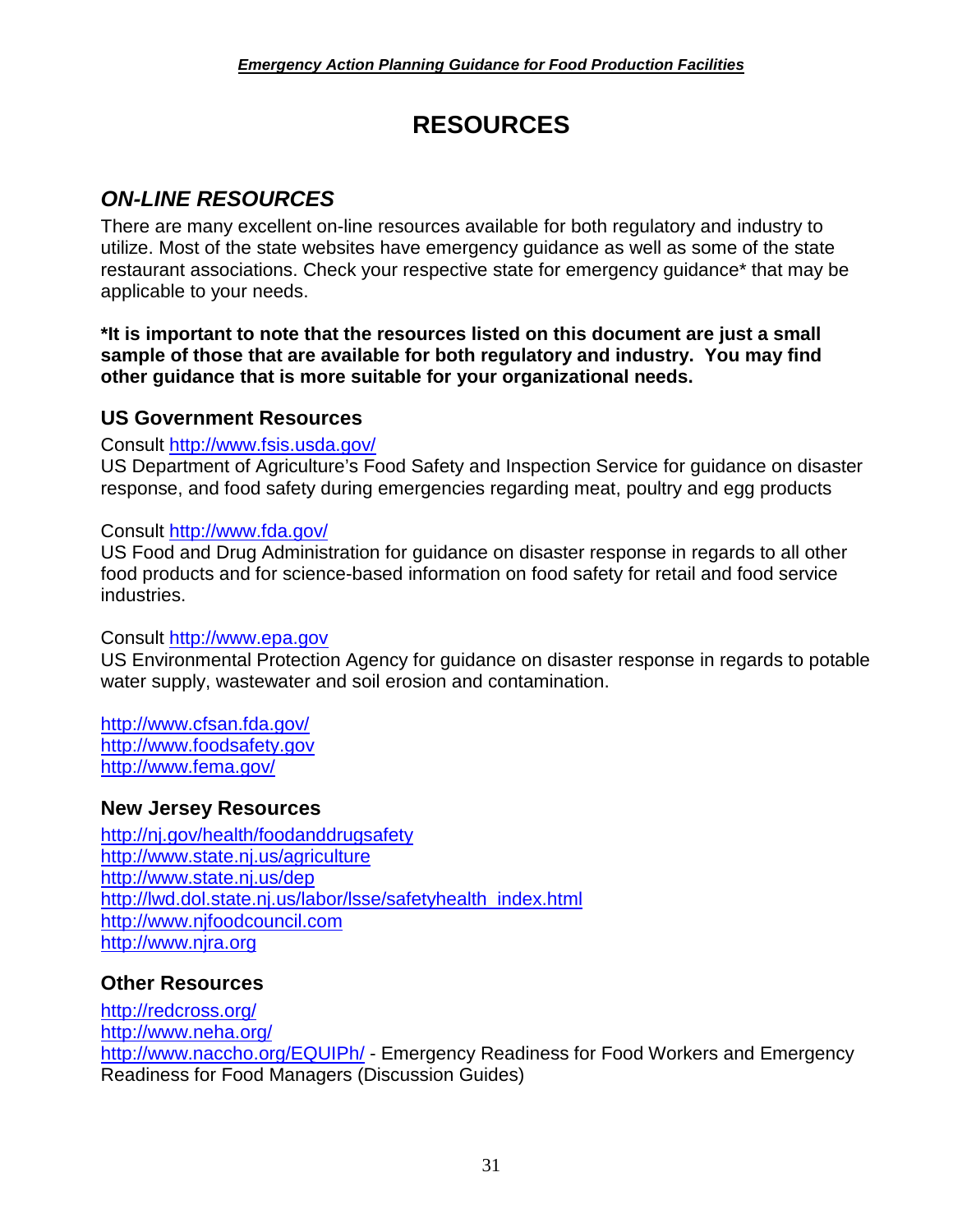# RESOURCES

## ON-LINE RESOURCES

There are many excellent on-line resources available for both regulatory and industry to utilize. Most of the state websites have emergency guidance as well as some of the state restaurant associations. Check your respective state for emergency guidance* that may be applicable to your needs.

**\*It is important to note that the resources listed on this document are just a small sample of those that are available for both regulatory and industry. You may find other guidance that is more suitable for your organizational needs.**

### US Government Resources

Consult http://www.fsis.usda.gov/
US Department of Agriculture's Food Safety and Inspection Service for guidance on disaster response, and food safety during emergencies regarding meat, poultry and egg products

Consult http://www.fda.gov/
US Food and Drug Administration for guidance on disaster response in regards to all other food products and for science-based information on food safety for retail and food service industries.

Consult http://www.epa.gov
US Environmental Protection Agency for guidance on disaster response in regards to potable water supply, wastewater and soil erosion and contamination.

http://www.cfsan.fda.gov/
http://www.foodsafety.gov
http://www.fema.gov/

### New Jersey Resources

http://nj.gov/health/foodanddrugsafety
http://www.state.nj.us/agriculture
http://www.state.nj.us/dep
http://lwd.dol.state.nj.us/labor/lsse/safetyhealth_index.html
http://www.njfoodcouncil.com
http://www.njra.org

### Other Resources

http://redcross.org/
http://www.neha.org/
http://www.naccho.org/EQUIPh/ - Emergency Readiness for Food Workers and Emergency Readiness for Food Managers (Discussion Guides)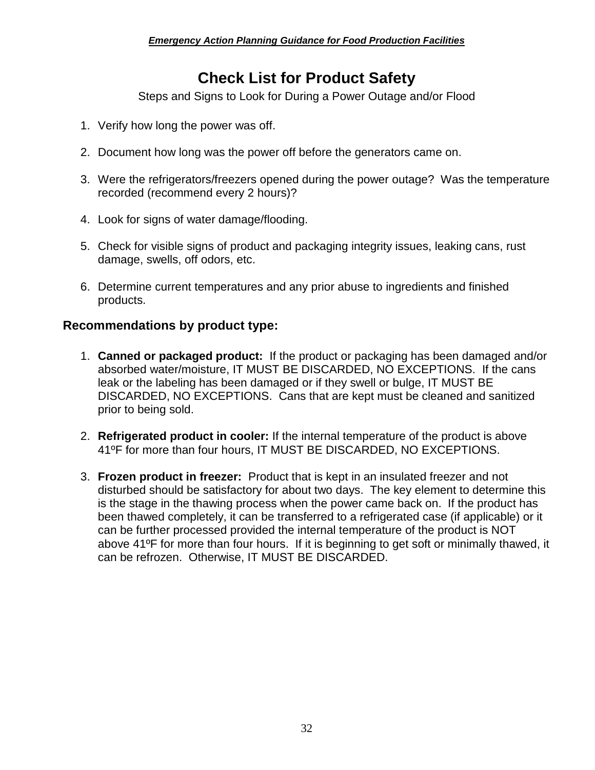# Check List for Product Safety

Steps and Signs to Look for During a Power Outage and/or Flood

1. Verify how long the power was off.
2. Document how long was the power off before the generators came on.
3. Were the refrigerators/freezers opened during the power outage? Was the temperature recorded (recommend every 2 hours)?
4. Look for signs of water damage/flooding.
5. Check for visible signs of product and packaging integrity issues, leaking cans, rust damage, swells, off odors, etc.
6. Determine current temperatures and any prior abuse to ingredients and finished products.

## Recommendations by product type:

1. **Canned or packaged product:** If the product or packaging has been damaged and/or absorbed water/moisture, IT MUST BE DISCARDED, NO EXCEPTIONS. If the cans leak or the labeling has been damaged or if they swell or bulge, IT MUST BE DISCARDED, NO EXCEPTIONS. Cans that are kept must be cleaned and sanitized prior to being sold.
2. **Refrigerated product in cooler:** If the internal temperature of the product is above 41ºF for more than four hours, IT MUST BE DISCARDED, NO EXCEPTIONS.
3. **Frozen product in freezer:** Product that is kept in an insulated freezer and not disturbed should be satisfactory for about two days. The key element to determine this is the stage in the thawing process when the power came back on. If the product has been thawed completely, it can be transferred to a refrigerated case (if applicable) or it can be further processed provided the internal temperature of the product is NOT above 41ºF for more than four hours. If it is beginning to get soft or minimally thawed, it can be refrozen. Otherwise, IT MUST BE DISCARDED.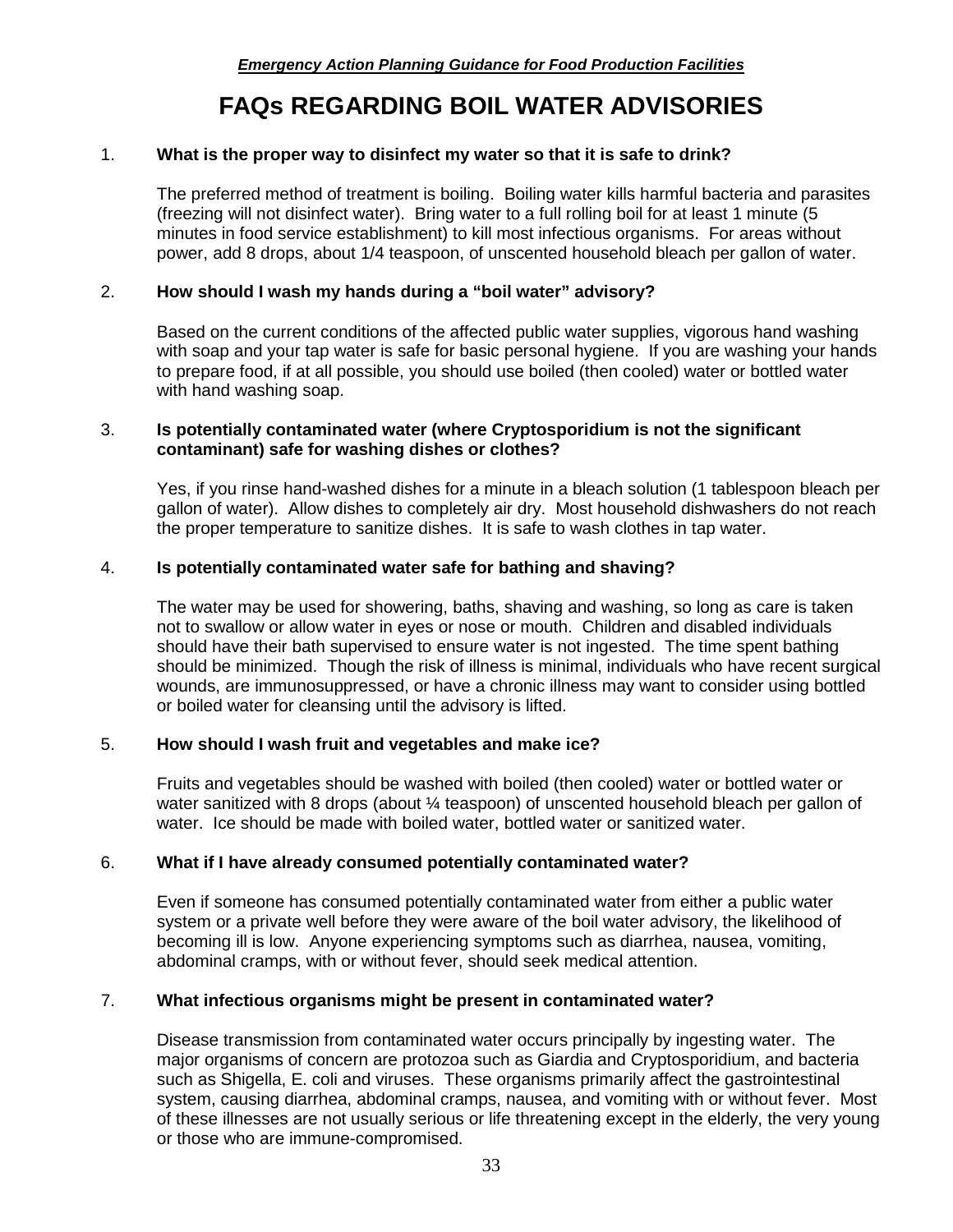# FAQs REGARDING BOIL WATER ADVISORIES

1. **What is the proper way to disinfect my water so that it is safe to drink?**

   The preferred method of treatment is boiling. Boiling water kills harmful bacteria and parasites (freezing will not disinfect water). Bring water to a full rolling boil for at least 1 minute (5 minutes in food service establishment) to kill most infectious organisms. For areas without power, add 8 drops, about 1/4 teaspoon, of unscented household bleach per gallon of water.

2. **How should I wash my hands during a "boil water" advisory?**

   Based on the current conditions of the affected public water supplies, vigorous hand washing with soap and your tap water is safe for basic personal hygiene. If you are washing your hands to prepare food, if at all possible, you should use boiled (then cooled) water or bottled water with hand washing soap.

3. **Is potentially contaminated water (where Cryptosporidium is not the significant contaminant) safe for washing dishes or clothes?**

   Yes, if you rinse hand-washed dishes for a minute in a bleach solution (1 tablespoon bleach per gallon of water). Allow dishes to completely air dry. Most household dishwashers do not reach the proper temperature to sanitize dishes. It is safe to wash clothes in tap water.

4. **Is potentially contaminated water safe for bathing and shaving?**

   The water may be used for showering, baths, shaving and washing, so long as care is taken not to swallow or allow water in eyes or nose or mouth. Children and disabled individuals should have their bath supervised to ensure water is not ingested. The time spent bathing should be minimized. Though the risk of illness is minimal, individuals who have recent surgical wounds, are immunosuppressed, or have a chronic illness may want to consider using bottled or boiled water for cleansing until the advisory is lifted.

5. **How should I wash fruit and vegetables and make ice?**

   Fruits and vegetables should be washed with boiled (then cooled) water or bottled water or water sanitized with 8 drops (about ¼ teaspoon) of unscented household bleach per gallon of water. Ice should be made with boiled water, bottled water or sanitized water.

6. **What if I have already consumed potentially contaminated water?**

   Even if someone has consumed potentially contaminated water from either a public water system or a private well before they were aware of the boil water advisory, the likelihood of becoming ill is low. Anyone experiencing symptoms such as diarrhea, nausea, vomiting, abdominal cramps, with or without fever, should seek medical attention.

7. **What infectious organisms might be present in contaminated water?**

   Disease transmission from contaminated water occurs principally by ingesting water. The major organisms of concern are protozoa such as Giardia and Cryptosporidium, and bacteria such as Shigella, E. coli and viruses. These organisms primarily affect the gastrointestinal system, causing diarrhea, abdominal cramps, nausea, and vomiting with or without fever. Most of these illnesses are not usually serious or life threatening except in the elderly, the very young or those who are immune-compromised.